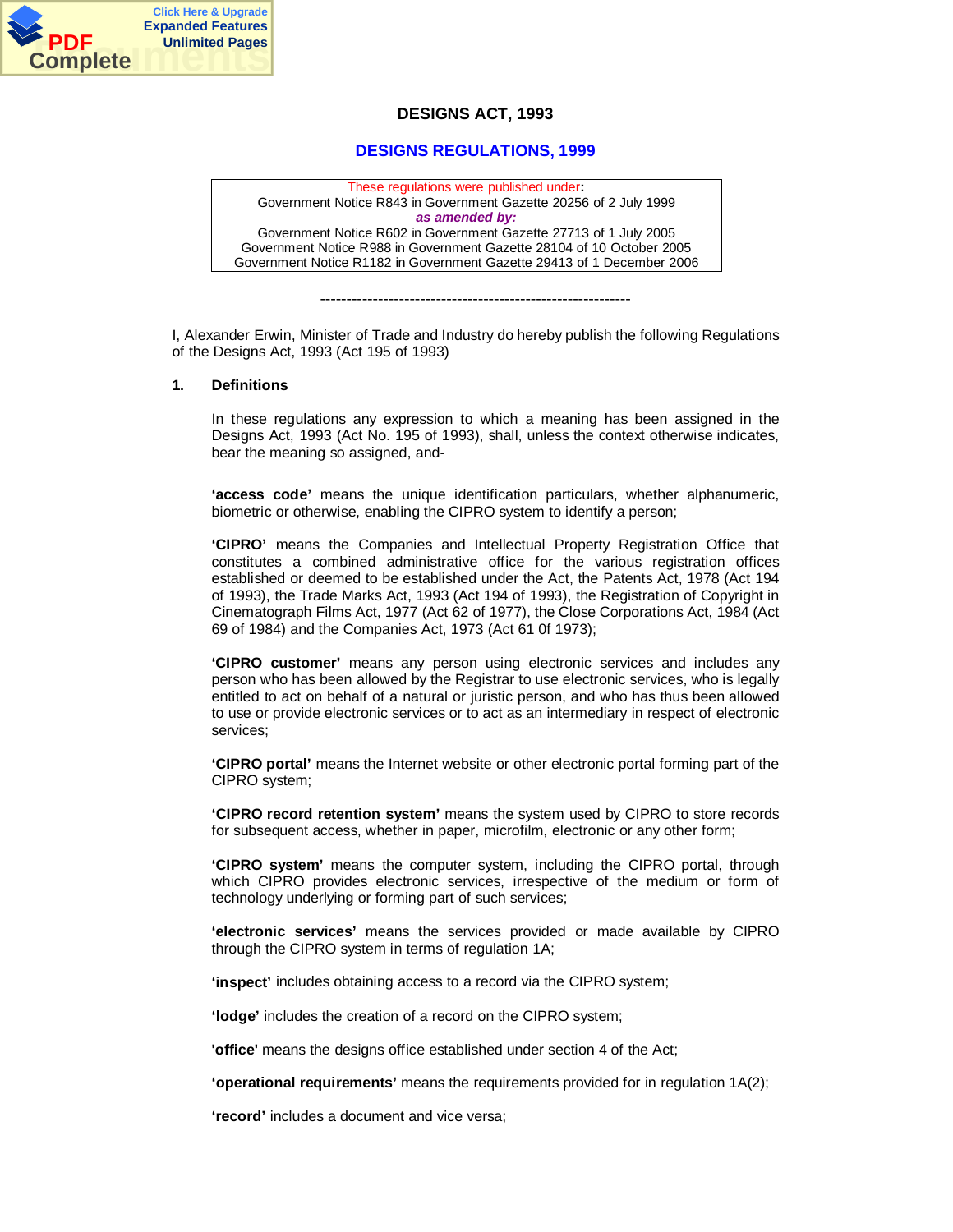# DESIGNS ACT, 1993

## DESIGNS REGULATIONS, 1999

These regulations were published under:
Government Notice R843 in Government Gazette 20256 of 2 July 1999
*as amended by:*
Government Notice R602 in Government Gazette 27713 of 1 July 2005
Government Notice R988 in Government Gazette 28104 of 10 October 2005
Government Notice R1182 in Government Gazette 29413 of 1 December 2006

------------------------------------------------------------

I, Alexander Erwin, Minister of Trade and Industry do hereby publish the following Regulations of the Designs Act, 1993 (Act 195 of 1993)

### 1. Definitions

In these regulations any expression to which a meaning has been assigned in the Designs Act, 1993 (Act No. 195 of 1993), shall, unless the context otherwise indicates, bear the meaning so assigned, and-

**'access code'** means the unique identification particulars, whether alphanumeric, biometric or otherwise, enabling the CIPRO system to identify a person;

**'CIPRO'** means the Companies and Intellectual Property Registration Office that constitutes a combined administrative office for the various registration offices established or deemed to be established under the Act, the Patents Act, 1978 (Act 194 of 1993), the Trade Marks Act, 1993 (Act 194 of 1993), the Registration of Copyright in Cinematograph Films Act, 1977 (Act 62 of 1977), the Close Corporations Act, 1984 (Act 69 of 1984) and the Companies Act, 1973 (Act 61 0f 1973);

**'CIPRO customer'** means any person using electronic services and includes any person who has been allowed by the Registrar to use electronic services, who is legally entitled to act on behalf of a natural or juristic person, and who has thus been allowed to use or provide electronic services or to act as an intermediary in respect of electronic services;

**'CIPRO portal'** means the Internet website or other electronic portal forming part of the CIPRO system;

**'CIPRO record retention system'** means the system used by CIPRO to store records for subsequent access, whether in paper, microfilm, electronic or any other form;

**'CIPRO system'** means the computer system, including the CIPRO portal, through which CIPRO provides electronic services, irrespective of the medium or form of technology underlying or forming part of such services;

**'electronic services'** means the services provided or made available by CIPRO through the CIPRO system in terms of regulation 1A;

**'inspect'** includes obtaining access to a record via the CIPRO system;

**'lodge'** includes the creation of a record on the CIPRO system;

**'office'** means the designs office established under section 4 of the Act;

**'operational requirements'** means the requirements provided for in regulation 1A(2);

**'record'** includes a document and vice versa;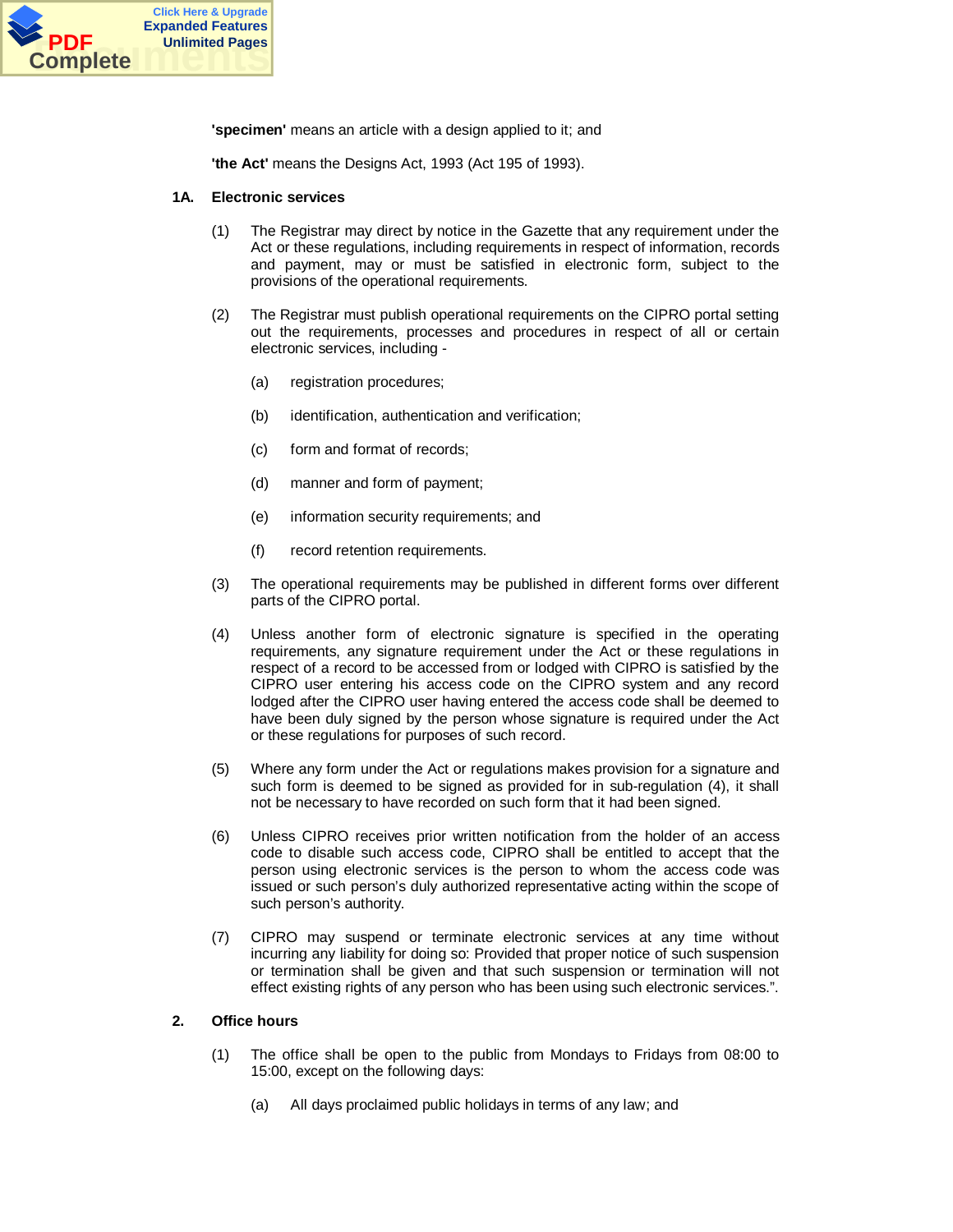**'specimen'** means an article with a design applied to it; and

**'the Act'** means the Designs Act, 1993 (Act 195 of 1993).

**1A. Electronic services**

(1) The Registrar may direct by notice in the Gazette that any requirement under the Act or these regulations, including requirements in respect of information, records and payment, may or must be satisfied in electronic form, subject to the provisions of the operational requirements.

(2) The Registrar must publish operational requirements on the CIPRO portal setting out the requirements, processes and procedures in respect of all or certain electronic services, including -

(a) registration procedures;

(b) identification, authentication and verification;

(c) form and format of records;

(d) manner and form of payment;

(e) information security requirements; and

(f) record retention requirements.

(3) The operational requirements may be published in different forms over different parts of the CIPRO portal.

(4) Unless another form of electronic signature is specified in the operating requirements, any signature requirement under the Act or these regulations in respect of a record to be accessed from or lodged with CIPRO is satisfied by the CIPRO user entering his access code on the CIPRO system and any record lodged after the CIPRO user having entered the access code shall be deemed to have been duly signed by the person whose signature is required under the Act or these regulations for purposes of such record.

(5) Where any form under the Act or regulations makes provision for a signature and such form is deemed to be signed as provided for in sub-regulation (4), it shall not be necessary to have recorded on such form that it had been signed.

(6) Unless CIPRO receives prior written notification from the holder of an access code to disable such access code, CIPRO shall be entitled to accept that the person using electronic services is the person to whom the access code was issued or such person's duly authorized representative acting within the scope of such person's authority.

(7) CIPRO may suspend or terminate electronic services at any time without incurring any liability for doing so: Provided that proper notice of such suspension or termination shall be given and that such suspension or termination will not effect existing rights of any person who has been using such electronic services.".

**2. Office hours**

(1) The office shall be open to the public from Mondays to Fridays from 08:00 to 15:00, except on the following days:

(a) All days proclaimed public holidays in terms of any law; and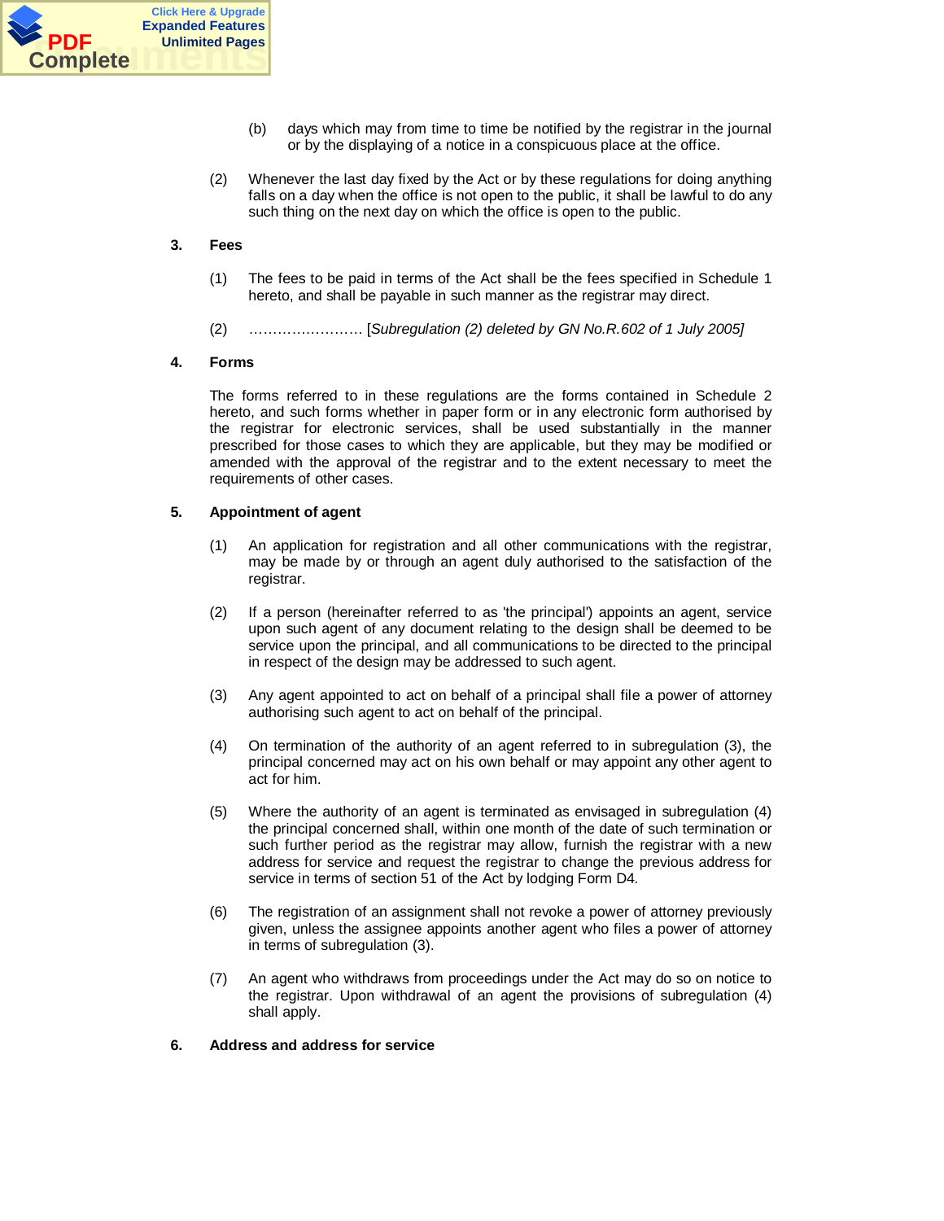(b) days which may from time to time be notified by the registrar in the journal or by the displaying of a notice in a conspicuous place at the office.

(2) Whenever the last day fixed by the Act or by these regulations for doing anything falls on a day when the office is not open to the public, it shall be lawful to do any such thing on the next day on which the office is open to the public.

## 3. Fees

(1) The fees to be paid in terms of the Act shall be the fees specified in Schedule 1 hereto, and shall be payable in such manner as the registrar may direct.

(2) …………………… [*Subregulation (2) deleted by GN No.R.602 of 1 July 2005*]

## 4. Forms

The forms referred to in these regulations are the forms contained in Schedule 2 hereto, and such forms whether in paper form or in any electronic form authorised by the registrar for electronic services, shall be used substantially in the manner prescribed for those cases to which they are applicable, but they may be modified or amended with the approval of the registrar and to the extent necessary to meet the requirements of other cases.

## 5. Appointment of agent

(1) An application for registration and all other communications with the registrar, may be made by or through an agent duly authorised to the satisfaction of the registrar.

(2) If a person (hereinafter referred to as 'the principal') appoints an agent, service upon such agent of any document relating to the design shall be deemed to be service upon the principal, and all communications to be directed to the principal in respect of the design may be addressed to such agent.

(3) Any agent appointed to act on behalf of a principal shall file a power of attorney authorising such agent to act on behalf of the principal.

(4) On termination of the authority of an agent referred to in subregulation (3), the principal concerned may act on his own behalf or may appoint any other agent to act for him.

(5) Where the authority of an agent is terminated as envisaged in subregulation (4) the principal concerned shall, within one month of the date of such termination or such further period as the registrar may allow, furnish the registrar with a new address for service and request the registrar to change the previous address for service in terms of section 51 of the Act by lodging Form D4.

(6) The registration of an assignment shall not revoke a power of attorney previously given, unless the assignee appoints another agent who files a power of attorney in terms of subregulation (3).

(7) An agent who withdraws from proceedings under the Act may do so on notice to the registrar. Upon withdrawal of an agent the provisions of subregulation (4) shall apply.

## 6. Address and address for service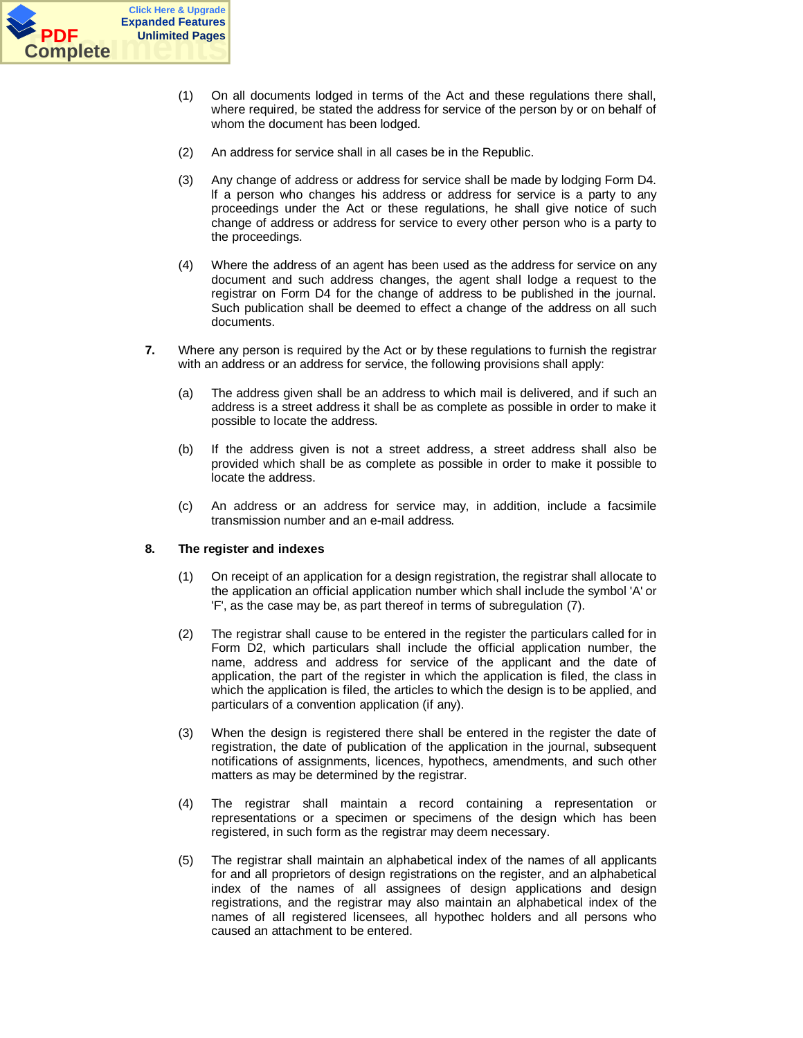(1) On all documents lodged in terms of the Act and these regulations there shall, where required, be stated the address for service of the person by or on behalf of whom the document has been lodged.

(2) An address for service shall in all cases be in the Republic.

(3) Any change of address or address for service shall be made by lodging Form D4. If a person who changes his address or address for service is a party to any proceedings under the Act or these regulations, he shall give notice of such change of address or address for service to every other person who is a party to the proceedings.

(4) Where the address of an agent has been used as the address for service on any document and such address changes, the agent shall lodge a request to the registrar on Form D4 for the change of address to be published in the journal. Such publication shall be deemed to effect a change of the address on all such documents.

**7.** Where any person is required by the Act or by these regulations to furnish the registrar with an address or an address for service, the following provisions shall apply:

(a) The address given shall be an address to which mail is delivered, and if such an address is a street address it shall be as complete as possible in order to make it possible to locate the address.

(b) If the address given is not a street address, a street address shall also be provided which shall be as complete as possible in order to make it possible to locate the address.

(c) An address or an address for service may, in addition, include a facsimile transmission number and an e-mail address.

**8. The register and indexes**

(1) On receipt of an application for a design registration, the registrar shall allocate to the application an official application number which shall include the symbol 'A' or 'F', as the case may be, as part thereof in terms of subregulation (7).

(2) The registrar shall cause to be entered in the register the particulars called for in Form D2, which particulars shall include the official application number, the name, address and address for service of the applicant and the date of application, the part of the register in which the application is filed, the class in which the application is filed, the articles to which the design is to be applied, and particulars of a convention application (if any).

(3) When the design is registered there shall be entered in the register the date of registration, the date of publication of the application in the journal, subsequent notifications of assignments, licences, hypothecs, amendments, and such other matters as may be determined by the registrar.

(4) The registrar shall maintain a record containing a representation or representations or a specimen or specimens of the design which has been registered, in such form as the registrar may deem necessary.

(5) The registrar shall maintain an alphabetical index of the names of all applicants for and all proprietors of design registrations on the register, and an alphabetical index of the names of all assignees of design applications and design registrations, and the registrar may also maintain an alphabetical index of the names of all registered licensees, all hypothec holders and all persons who caused an attachment to be entered.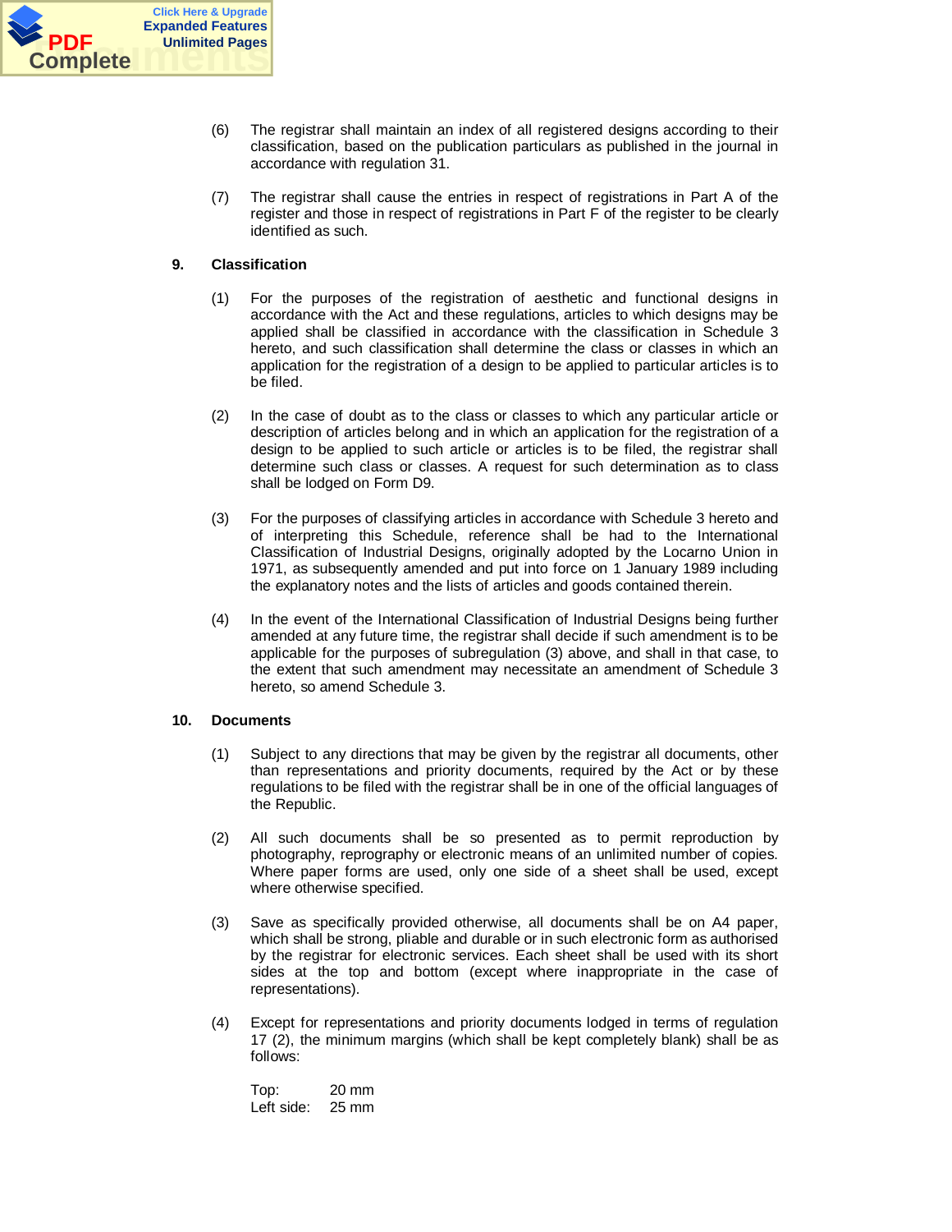(6) The registrar shall maintain an index of all registered designs according to their classification, based on the publication particulars as published in the journal in accordance with regulation 31.

(7) The registrar shall cause the entries in respect of registrations in Part A of the register and those in respect of registrations in Part F of the register to be clearly identified as such.

## 9. Classification

(1) For the purposes of the registration of aesthetic and functional designs in accordance with the Act and these regulations, articles to which designs may be applied shall be classified in accordance with the classification in Schedule 3 hereto, and such classification shall determine the class or classes in which an application for the registration of a design to be applied to particular articles is to be filed.

(2) In the case of doubt as to the class or classes to which any particular article or description of articles belong and in which an application for the registration of a design to be applied to such article or articles is to be filed, the registrar shall determine such class or classes. A request for such determination as to class shall be lodged on Form D9.

(3) For the purposes of classifying articles in accordance with Schedule 3 hereto and of interpreting this Schedule, reference shall be had to the International Classification of Industrial Designs, originally adopted by the Locarno Union in 1971, as subsequently amended and put into force on 1 January 1989 including the explanatory notes and the lists of articles and goods contained therein.

(4) In the event of the International Classification of Industrial Designs being further amended at any future time, the registrar shall decide if such amendment is to be applicable for the purposes of subregulation (3) above, and shall in that case, to the extent that such amendment may necessitate an amendment of Schedule 3 hereto, so amend Schedule 3.

## 10. Documents

(1) Subject to any directions that may be given by the registrar all documents, other than representations and priority documents, required by the Act or by these regulations to be filed with the registrar shall be in one of the official languages of the Republic.

(2) All such documents shall be so presented as to permit reproduction by photography, reprography or electronic means of an unlimited number of copies. Where paper forms are used, only one side of a sheet shall be used, except where otherwise specified.

(3) Save as specifically provided otherwise, all documents shall be on A4 paper, which shall be strong, pliable and durable or in such electronic form as authorised by the registrar for electronic services. Each sheet shall be used with its short sides at the top and bottom (except where inappropriate in the case of representations).

(4) Except for representations and priority documents lodged in terms of regulation 17 (2), the minimum margins (which shall be kept completely blank) shall be as follows:

Top: 20 mm
Left side: 25 mm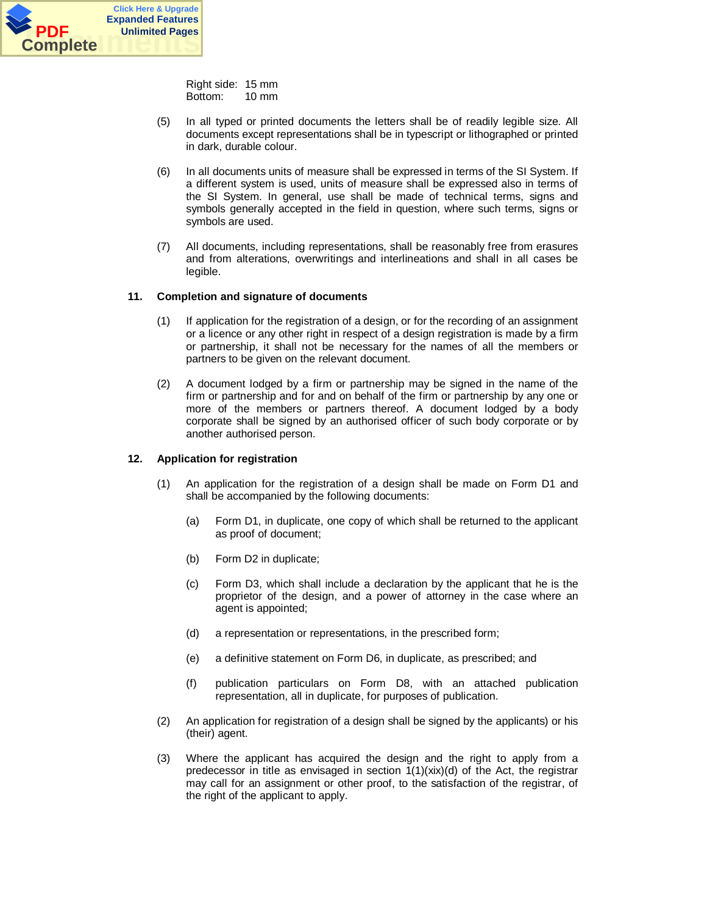Right side: 15 mm
Bottom: 10 mm

(5) In all typed or printed documents the letters shall be of readily legible size. All documents except representations shall be in typescript or lithographed or printed in dark, durable colour.

(6) In all documents units of measure shall be expressed in terms of the SI System. If a different system is used, units of measure shall be expressed also in terms of the SI System. In general, use shall be made of technical terms, signs and symbols generally accepted in the field in question, where such terms, signs or symbols are used.

(7) All documents, including representations, shall be reasonably free from erasures and from alterations, overwritings and interlineations and shall in all cases be legible.

**11. Completion and signature of documents**

(1) If application for the registration of a design, or for the recording of an assignment or a licence or any other right in respect of a design registration is made by a firm or partnership, it shall not be necessary for the names of all the members or partners to be given on the relevant document.

(2) A document lodged by a firm or partnership may be signed in the name of the firm or partnership and for and on behalf of the firm or partnership by any one or more of the members or partners thereof. A document lodged by a body corporate shall be signed by an authorised officer of such body corporate or by another authorised person.

**12. Application for registration**

(1) An application for the registration of a design shall be made on Form D1 and shall be accompanied by the following documents:

(a) Form D1, in duplicate, one copy of which shall be returned to the applicant as proof of document;

(b) Form D2 in duplicate;

(c) Form D3, which shall include a declaration by the applicant that he is the proprietor of the design, and a power of attorney in the case where an agent is appointed;

(d) a representation or representations, in the prescribed form;

(e) a definitive statement on Form D6, in duplicate, as prescribed; and

(f) publication particulars on Form D8, with an attached publication representation, all in duplicate, for purposes of publication.

(2) An application for registration of a design shall be signed by the applicants) or his (their) agent.

(3) Where the applicant has acquired the design and the right to apply from a predecessor in title as envisaged in section 1(1)(xix)(d) of the Act, the registrar may call for an assignment or other proof, to the satisfaction of the registrar, of the right of the applicant to apply.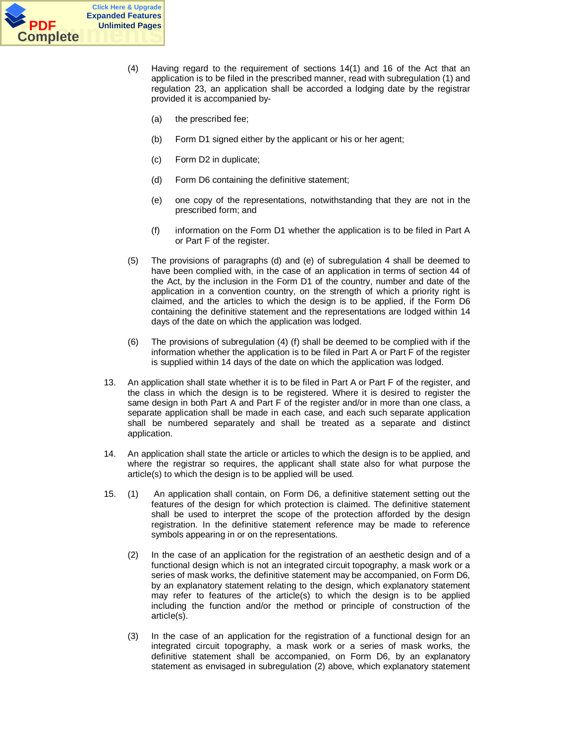(4) Having regard to the requirement of sections 14(1) and 16 of the Act that an application is to be filed in the prescribed manner, read with subregulation (1) and regulation 23, an application shall be accorded a lodging date by the registrar provided it is accompanied by-

   (a) the prescribed fee;

   (b) Form D1 signed either by the applicant or his or her agent;

   (c) Form D2 in duplicate;

   (d) Form D6 containing the definitive statement;

   (e) one copy of the representations, notwithstanding that they are not in the prescribed form; and

   (f) information on the Form D1 whether the application is to be filed in Part A or Part F of the register.

(5) The provisions of paragraphs (d) and (e) of subregulation 4 shall be deemed to have been complied with, in the case of an application in terms of section 44 of the Act, by the inclusion in the Form D1 of the country, number and date of the application in a convention country, on the strength of which a priority right is claimed, and the articles to which the design is to be applied, if the Form D6 containing the definitive statement and the representations are lodged within 14 days of the date on which the application was lodged.

(6) The provisions of subregulation (4) (f) shall be deemed to be complied with if the information whether the application is to be filed in Part A or Part F of the register is supplied within 14 days of the date on which the application was lodged.

13. An application shall state whether it is to be filed in Part A or Part F of the register, and the class in which the design is to be registered. Where it is desired to register the same design in both Part A and Part F of the register and/or in more than one class, a separate application shall be made in each case, and each such separate application shall be numbered separately and shall be treated as a separate and distinct application.

14. An application shall state the article or articles to which the design is to be applied, and where the registrar so requires, the applicant shall state also for what purpose the article(s) to which the design is to be applied will be used.

15. (1) An application shall contain, on Form D6, a definitive statement setting out the features of the design for which protection is claimed. The definitive statement shall be used to interpret the scope of the protection afforded by the design registration. In the definitive statement reference may be made to reference symbols appearing in or on the representations.

(2) In the case of an application for the registration of an aesthetic design and of a functional design which is not an integrated circuit topography, a mask work or a series of mask works, the definitive statement may be accompanied, on Form D6, by an explanatory statement relating to the design, which explanatory statement may refer to features of the article(s) to which the design is to be applied including the function and/or the method or principle of construction of the article(s).

(3) In the case of an application for the registration of a functional design for an integrated circuit topography, a mask work or a series of mask works, the definitive statement shall be accompanied, on Form D6, by an explanatory statement as envisaged in subregulation (2) above, which explanatory statement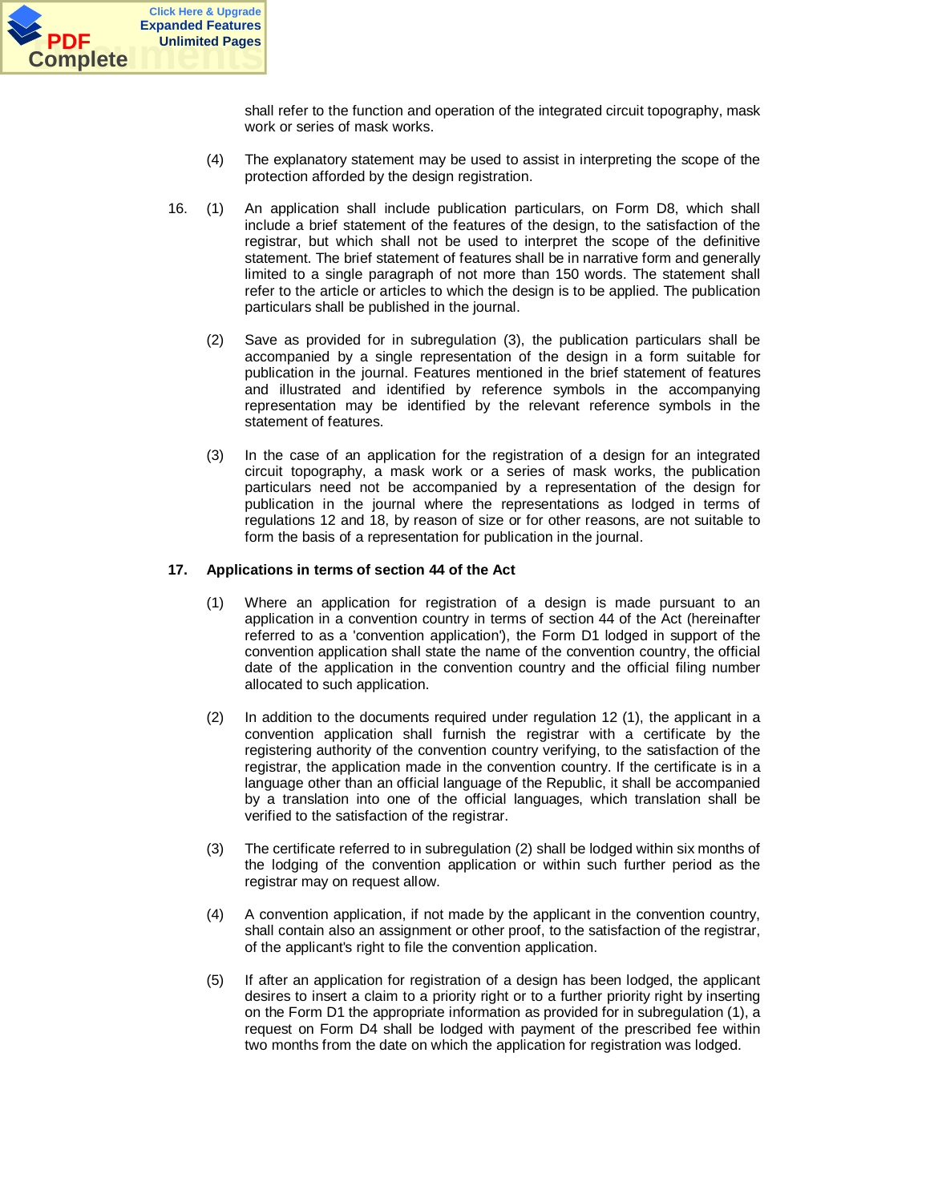shall refer to the function and operation of the integrated circuit topography, mask work or series of mask works.

(4) The explanatory statement may be used to assist in interpreting the scope of the protection afforded by the design registration.

16. (1) An application shall include publication particulars, on Form D8, which shall include a brief statement of the features of the design, to the satisfaction of the registrar, but which shall not be used to interpret the scope of the definitive statement. The brief statement of features shall be in narrative form and generally limited to a single paragraph of not more than 150 words. The statement shall refer to the article or articles to which the design is to be applied. The publication particulars shall be published in the journal.

(2) Save as provided for in subregulation (3), the publication particulars shall be accompanied by a single representation of the design in a form suitable for publication in the journal. Features mentioned in the brief statement of features and illustrated and identified by reference symbols in the accompanying representation may be identified by the relevant reference symbols in the statement of features.

(3) In the case of an application for the registration of a design for an integrated circuit topography, a mask work or a series of mask works, the publication particulars need not be accompanied by a representation of the design for publication in the journal where the representations as lodged in terms of regulations 12 and 18, by reason of size or for other reasons, are not suitable to form the basis of a representation for publication in the journal.

**17. Applications in terms of section 44 of the Act**

(1) Where an application for registration of a design is made pursuant to an application in a convention country in terms of section 44 of the Act (hereinafter referred to as a 'convention application'), the Form D1 lodged in support of the convention application shall state the name of the convention country, the official date of the application in the convention country and the official filing number allocated to such application.

(2) In addition to the documents required under regulation 12 (1), the applicant in a convention application shall furnish the registrar with a certificate by the registering authority of the convention country verifying, to the satisfaction of the registrar, the application made in the convention country. If the certificate is in a language other than an official language of the Republic, it shall be accompanied by a translation into one of the official languages, which translation shall be verified to the satisfaction of the registrar.

(3) The certificate referred to in subregulation (2) shall be lodged within six months of the lodging of the convention application or within such further period as the registrar may on request allow.

(4) A convention application, if not made by the applicant in the convention country, shall contain also an assignment or other proof, to the satisfaction of the registrar, of the applicant's right to file the convention application.

(5) If after an application for registration of a design has been lodged, the applicant desires to insert a claim to a priority right or to a further priority right by inserting on the Form D1 the appropriate information as provided for in subregulation (1), a request on Form D4 shall be lodged with payment of the prescribed fee within two months from the date on which the application for registration was lodged.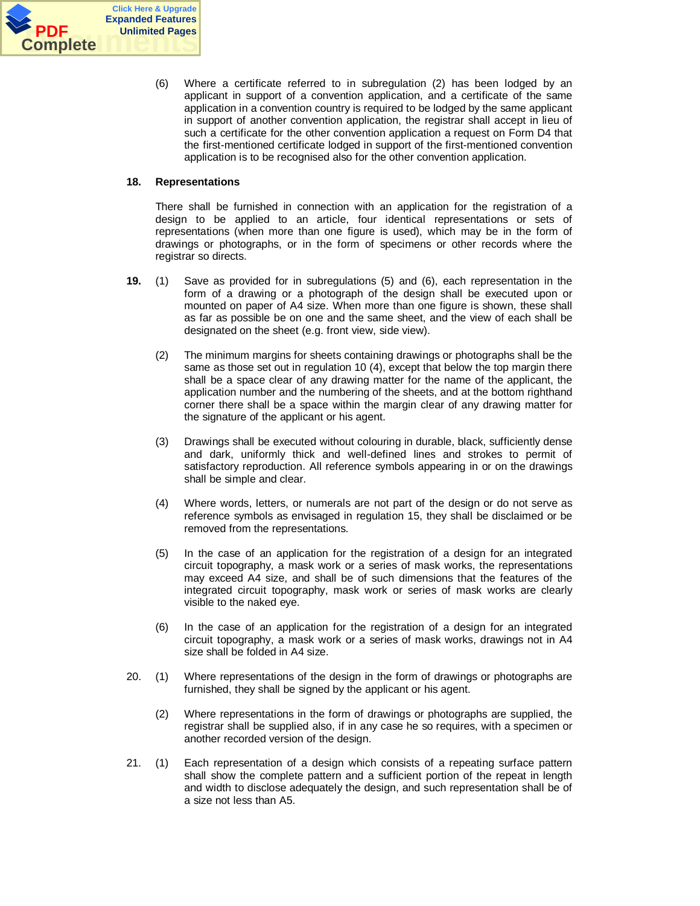(6) Where a certificate referred to in subregulation (2) has been lodged by an applicant in support of a convention application, and a certificate of the same application in a convention country is required to be lodged by the same applicant in support of another convention application, the registrar shall accept in lieu of such a certificate for the other convention application a request on Form D4 that the first-mentioned certificate lodged in support of the first-mentioned convention application is to be recognised also for the other convention application.

**18. Representations**

There shall be furnished in connection with an application for the registration of a design to be applied to an article, four identical representations or sets of representations (when more than one figure is used), which may be in the form of drawings or photographs, or in the form of specimens or other records where the registrar so directs.

**19.** (1) Save as provided for in subregulations (5) and (6), each representation in the form of a drawing or a photograph of the design shall be executed upon or mounted on paper of A4 size. When more than one figure is shown, these shall as far as possible be on one and the same sheet, and the view of each shall be designated on the sheet (e.g. front view, side view).

(2) The minimum margins for sheets containing drawings or photographs shall be the same as those set out in regulation 10 (4), except that below the top margin there shall be a space clear of any drawing matter for the name of the applicant, the application number and the numbering of the sheets, and at the bottom righthand corner there shall be a space within the margin clear of any drawing matter for the signature of the applicant or his agent.

(3) Drawings shall be executed without colouring in durable, black, sufficiently dense and dark, uniformly thick and well-defined lines and strokes to permit of satisfactory reproduction. All reference symbols appearing in or on the drawings shall be simple and clear.

(4) Where words, letters, or numerals are not part of the design or do not serve as reference symbols as envisaged in regulation 15, they shall be disclaimed or be removed from the representations.

(5) In the case of an application for the registration of a design for an integrated circuit topography, a mask work or a series of mask works, the representations may exceed A4 size, and shall be of such dimensions that the features of the integrated circuit topography, mask work or series of mask works are clearly visible to the naked eye.

(6) In the case of an application for the registration of a design for an integrated circuit topography, a mask work or a series of mask works, drawings not in A4 size shall be folded in A4 size.

20. (1) Where representations of the design in the form of drawings or photographs are furnished, they shall be signed by the applicant or his agent.

(2) Where representations in the form of drawings or photographs are supplied, the registrar shall be supplied also, if in any case he so requires, with a specimen or another recorded version of the design.

21. (1) Each representation of a design which consists of a repeating surface pattern shall show the complete pattern and a sufficient portion of the repeat in length and width to disclose adequately the design, and such representation shall be of a size not less than A5.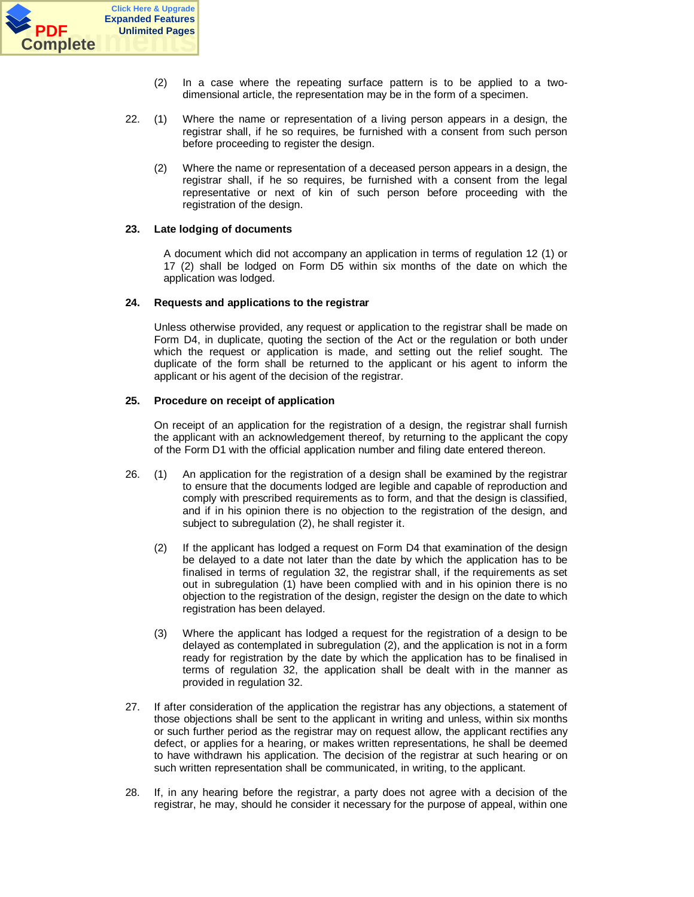(2) In a case where the repeating surface pattern is to be applied to a two-dimensional article, the representation may be in the form of a specimen.

22. (1) Where the name or representation of a living person appears in a design, the registrar shall, if he so requires, be furnished with a consent from such person before proceeding to register the design.

(2) Where the name or representation of a deceased person appears in a design, the registrar shall, if he so requires, be furnished with a consent from the legal representative or next of kin of such person before proceeding with the registration of the design.

**23. Late lodging of documents**

A document which did not accompany an application in terms of regulation 12 (1) or 17 (2) shall be lodged on Form D5 within six months of the date on which the application was lodged.

**24. Requests and applications to the registrar**

Unless otherwise provided, any request or application to the registrar shall be made on Form D4, in duplicate, quoting the section of the Act or the regulation or both under which the request or application is made, and setting out the relief sought. The duplicate of the form shall be returned to the applicant or his agent to inform the applicant or his agent of the decision of the registrar.

**25. Procedure on receipt of application**

On receipt of an application for the registration of a design, the registrar shall furnish the applicant with an acknowledgement thereof, by returning to the applicant the copy of the Form D1 with the official application number and filing date entered thereon.

26. (1) An application for the registration of a design shall be examined by the registrar to ensure that the documents lodged are legible and capable of reproduction and comply with prescribed requirements as to form, and that the design is classified, and if in his opinion there is no objection to the registration of the design, and subject to subregulation (2), he shall register it.

(2) If the applicant has lodged a request on Form D4 that examination of the design be delayed to a date not later than the date by which the application has to be finalised in terms of regulation 32, the registrar shall, if the requirements as set out in subregulation (1) have been complied with and in his opinion there is no objection to the registration of the design, register the design on the date to which registration has been delayed.

(3) Where the applicant has lodged a request for the registration of a design to be delayed as contemplated in subregulation (2), and the application is not in a form ready for registration by the date by which the application has to be finalised in terms of regulation 32, the application shall be dealt with in the manner as provided in regulation 32.

27. If after consideration of the application the registrar has any objections, a statement of those objections shall be sent to the applicant in writing and unless, within six months or such further period as the registrar may on request allow, the applicant rectifies any defect, or applies for a hearing, or makes written representations, he shall be deemed to have withdrawn his application. The decision of the registrar at such hearing or on such written representation shall be communicated, in writing, to the applicant.

28. If, in any hearing before the registrar, a party does not agree with a decision of the registrar, he may, should he consider it necessary for the purpose of appeal, within one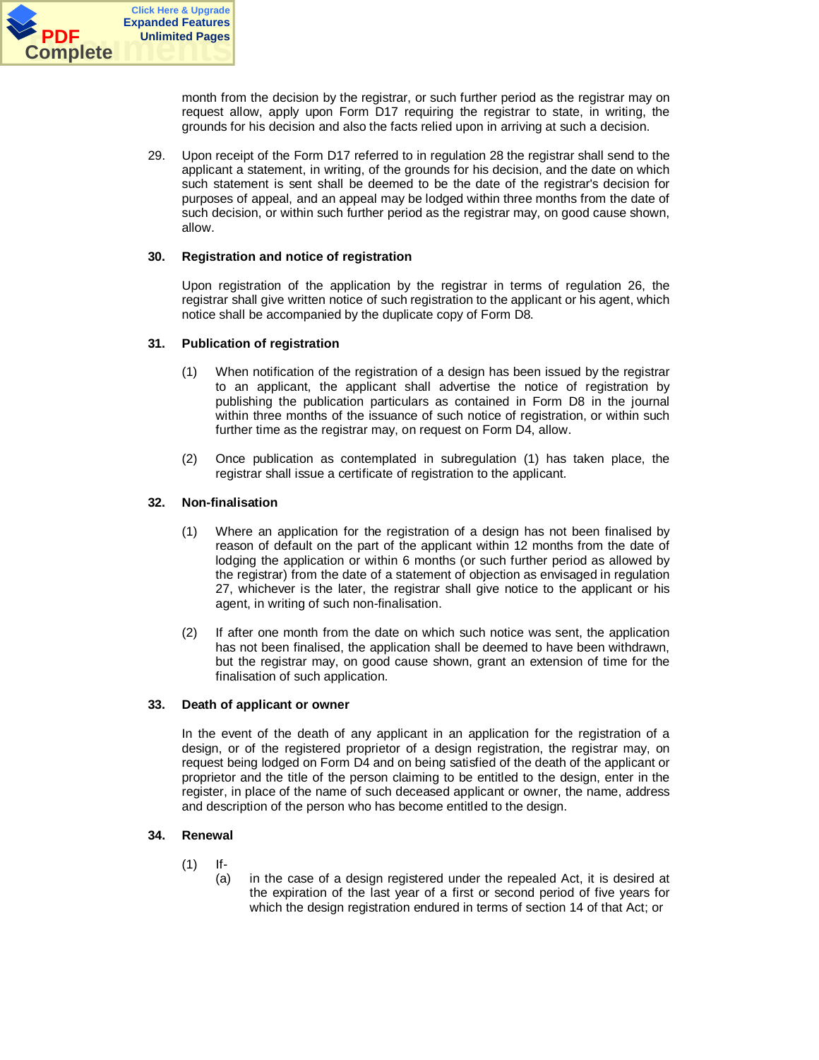month from the decision by the registrar, or such further period as the registrar may on request allow, apply upon Form D17 requiring the registrar to state, in writing, the grounds for his decision and also the facts relied upon in arriving at such a decision.

29. Upon receipt of the Form D17 referred to in regulation 28 the registrar shall send to the applicant a statement, in writing, of the grounds for his decision, and the date on which such statement is sent shall be deemed to be the date of the registrar's decision for purposes of appeal, and an appeal may be lodged within three months from the date of such decision, or within such further period as the registrar may, on good cause shown, allow.

**30. Registration and notice of registration**

Upon registration of the application by the registrar in terms of regulation 26, the registrar shall give written notice of such registration to the applicant or his agent, which notice shall be accompanied by the duplicate copy of Form D8.

**31. Publication of registration**

(1) When notification of the registration of a design has been issued by the registrar to an applicant, the applicant shall advertise the notice of registration by publishing the publication particulars as contained in Form D8 in the journal within three months of the issuance of such notice of registration, or within such further time as the registrar may, on request on Form D4, allow.

(2) Once publication as contemplated in subregulation (1) has taken place, the registrar shall issue a certificate of registration to the applicant.

**32. Non-finalisation**

(1) Where an application for the registration of a design has not been finalised by reason of default on the part of the applicant within 12 months from the date of lodging the application or within 6 months (or such further period as allowed by the registrar) from the date of a statement of objection as envisaged in regulation 27, whichever is the later, the registrar shall give notice to the applicant or his agent, in writing of such non-finalisation.

(2) If after one month from the date on which such notice was sent, the application has not been finalised, the application shall be deemed to have been withdrawn, but the registrar may, on good cause shown, grant an extension of time for the finalisation of such application.

**33. Death of applicant or owner**

In the event of the death of any applicant in an application for the registration of a design, or of the registered proprietor of a design registration, the registrar may, on request being lodged on Form D4 and on being satisfied of the death of the applicant or proprietor and the title of the person claiming to be entitled to the design, enter in the register, in place of the name of such deceased applicant or owner, the name, address and description of the person who has become entitled to the design.

**34. Renewal**

(1) If-

(a) in the case of a design registered under the repealed Act, it is desired at the expiration of the last year of a first or second period of five years for which the design registration endured in terms of section 14 of that Act; or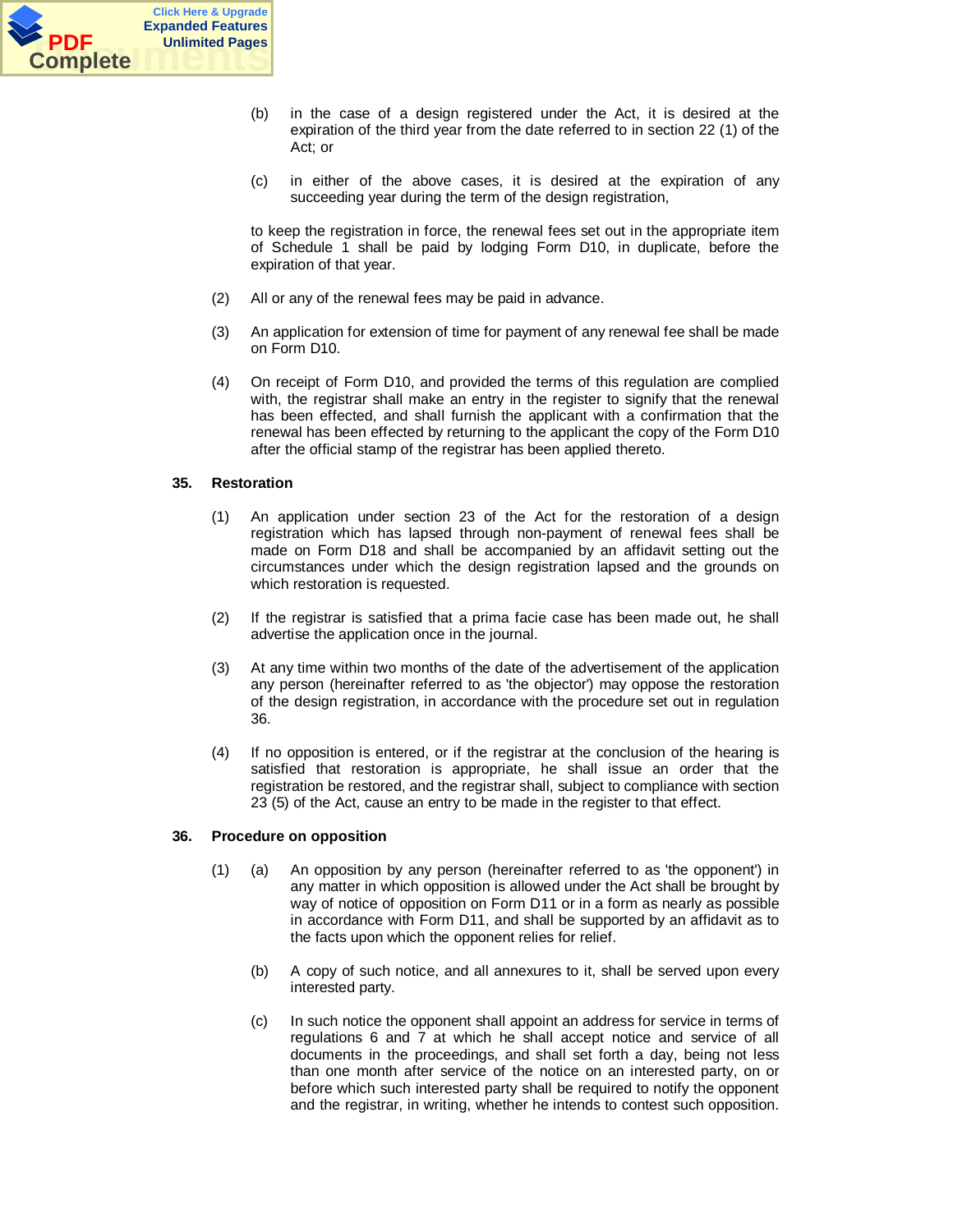(b) in the case of a design registered under the Act, it is desired at the expiration of the third year from the date referred to in section 22 (1) of the Act; or

(c) in either of the above cases, it is desired at the expiration of any succeeding year during the term of the design registration,

to keep the registration in force, the renewal fees set out in the appropriate item of Schedule 1 shall be paid by lodging Form D10, in duplicate, before the expiration of that year.

(2) All or any of the renewal fees may be paid in advance.

(3) An application for extension of time for payment of any renewal fee shall be made on Form D10.

(4) On receipt of Form D10, and provided the terms of this regulation are complied with, the registrar shall make an entry in the register to signify that the renewal has been effected, and shall furnish the applicant with a confirmation that the renewal has been effected by returning to the applicant the copy of the Form D10 after the official stamp of the registrar has been applied thereto.

**35. Restoration**

(1) An application under section 23 of the Act for the restoration of a design registration which has lapsed through non-payment of renewal fees shall be made on Form D18 and shall be accompanied by an affidavit setting out the circumstances under which the design registration lapsed and the grounds on which restoration is requested.

(2) If the registrar is satisfied that a prima facie case has been made out, he shall advertise the application once in the journal.

(3) At any time within two months of the date of the advertisement of the application any person (hereinafter referred to as 'the objector') may oppose the restoration of the design registration, in accordance with the procedure set out in regulation 36.

(4) If no opposition is entered, or if the registrar at the conclusion of the hearing is satisfied that restoration is appropriate, he shall issue an order that the registration be restored, and the registrar shall, subject to compliance with section 23 (5) of the Act, cause an entry to be made in the register to that effect.

**36. Procedure on opposition**

(1) (a) An opposition by any person (hereinafter referred to as 'the opponent') in any matter in which opposition is allowed under the Act shall be brought by way of notice of opposition on Form D11 or in a form as nearly as possible in accordance with Form D11, and shall be supported by an affidavit as to the facts upon which the opponent relies for relief.

(b) A copy of such notice, and all annexures to it, shall be served upon every interested party.

(c) In such notice the opponent shall appoint an address for service in terms of regulations 6 and 7 at which he shall accept notice and service of all documents in the proceedings, and shall set forth a day, being not less than one month after service of the notice on an interested party, on or before which such interested party shall be required to notify the opponent and the registrar, in writing, whether he intends to contest such opposition.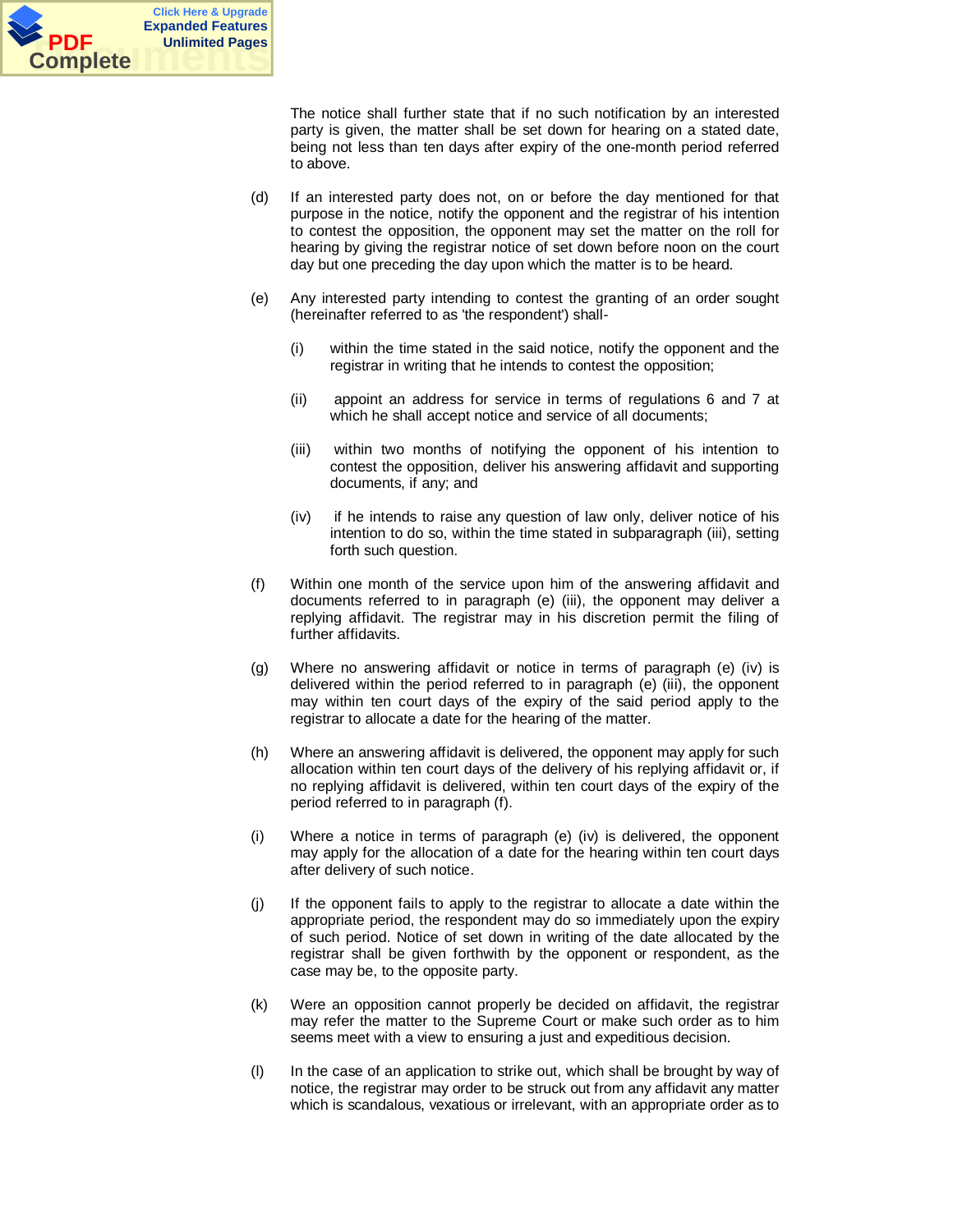The notice shall further state that if no such notification by an interested party is given, the matter shall be set down for hearing on a stated date, being not less than ten days after expiry of the one-month period referred to above.

(d) If an interested party does not, on or before the day mentioned for that purpose in the notice, notify the opponent and the registrar of his intention to contest the opposition, the opponent may set the matter on the roll for hearing by giving the registrar notice of set down before noon on the court day but one preceding the day upon which the matter is to be heard.

(e) Any interested party intending to contest the granting of an order sought (hereinafter referred to as 'the respondent') shall-

   (i) within the time stated in the said notice, notify the opponent and the registrar in writing that he intends to contest the opposition;

   (ii) appoint an address for service in terms of regulations 6 and 7 at which he shall accept notice and service of all documents;

   (iii) within two months of notifying the opponent of his intention to contest the opposition, deliver his answering affidavit and supporting documents, if any; and

   (iv) if he intends to raise any question of law only, deliver notice of his intention to do so, within the time stated in subparagraph (iii), setting forth such question.

(f) Within one month of the service upon him of the answering affidavit and documents referred to in paragraph (e) (iii), the opponent may deliver a replying affidavit. The registrar may in his discretion permit the filing of further affidavits.

(g) Where no answering affidavit or notice in terms of paragraph (e) (iv) is delivered within the period referred to in paragraph (e) (iii), the opponent may within ten court days of the expiry of the said period apply to the registrar to allocate a date for the hearing of the matter.

(h) Where an answering affidavit is delivered, the opponent may apply for such allocation within ten court days of the delivery of his replying affidavit or, if no replying affidavit is delivered, within ten court days of the expiry of the period referred to in paragraph (f).

(i) Where a notice in terms of paragraph (e) (iv) is delivered, the opponent may apply for the allocation of a date for the hearing within ten court days after delivery of such notice.

(j) If the opponent fails to apply to the registrar to allocate a date within the appropriate period, the respondent may do so immediately upon the expiry of such period. Notice of set down in writing of the date allocated by the registrar shall be given forthwith by the opponent or respondent, as the case may be, to the opposite party.

(k) Were an opposition cannot properly be decided on affidavit, the registrar may refer the matter to the Supreme Court or make such order as to him seems meet with a view to ensuring a just and expeditious decision.

(l) In the case of an application to strike out, which shall be brought by way of notice, the registrar may order to be struck out from any affidavit any matter which is scandalous, vexatious or irrelevant, with an appropriate order as to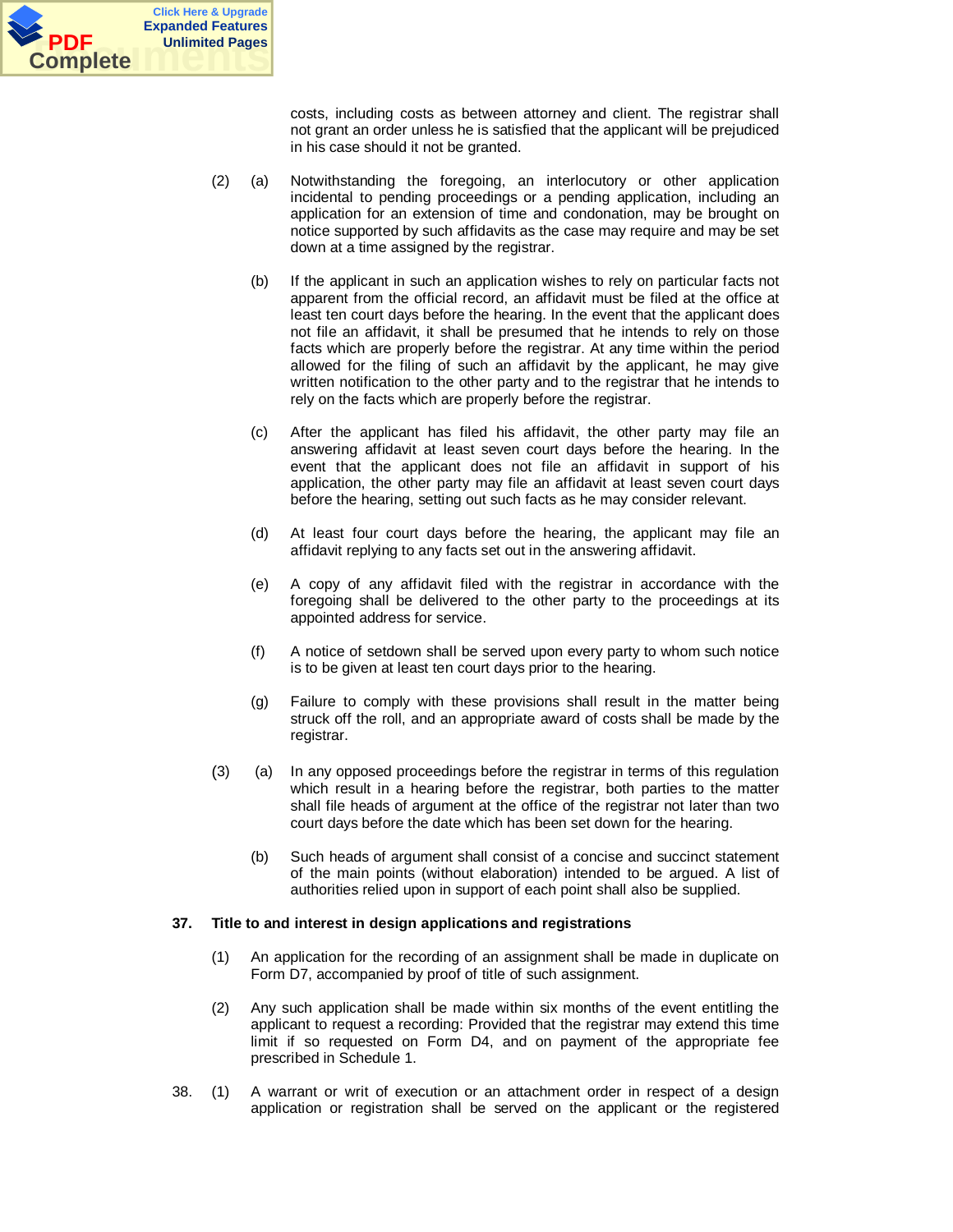costs, including costs as between attorney and client. The registrar shall not grant an order unless he is satisfied that the applicant will be prejudiced in his case should it not be granted.

(2) (a) Notwithstanding the foregoing, an interlocutory or other application incidental to pending proceedings or a pending application, including an application for an extension of time and condonation, may be brought on notice supported by such affidavits as the case may require and may be set down at a time assigned by the registrar.

(b) If the applicant in such an application wishes to rely on particular facts not apparent from the official record, an affidavit must be filed at the office at least ten court days before the hearing. In the event that the applicant does not file an affidavit, it shall be presumed that he intends to rely on those facts which are properly before the registrar. At any time within the period allowed for the filing of such an affidavit by the applicant, he may give written notification to the other party and to the registrar that he intends to rely on the facts which are properly before the registrar.

(c) After the applicant has filed his affidavit, the other party may file an answering affidavit at least seven court days before the hearing. In the event that the applicant does not file an affidavit in support of his application, the other party may file an affidavit at least seven court days before the hearing, setting out such facts as he may consider relevant.

(d) At least four court days before the hearing, the applicant may file an affidavit replying to any facts set out in the answering affidavit.

(e) A copy of any affidavit filed with the registrar in accordance with the foregoing shall be delivered to the other party to the proceedings at its appointed address for service.

(f) A notice of setdown shall be served upon every party to whom such notice is to be given at least ten court days prior to the hearing.

(g) Failure to comply with these provisions shall result in the matter being struck off the roll, and an appropriate award of costs shall be made by the registrar.

(3) (a) In any opposed proceedings before the registrar in terms of this regulation which result in a hearing before the registrar, both parties to the matter shall file heads of argument at the office of the registrar not later than two court days before the date which has been set down for the hearing.

(b) Such heads of argument shall consist of a concise and succinct statement of the main points (without elaboration) intended to be argued. A list of authorities relied upon in support of each point shall also be supplied.

**37. Title to and interest in design applications and registrations**

(1) An application for the recording of an assignment shall be made in duplicate on Form D7, accompanied by proof of title of such assignment.

(2) Any such application shall be made within six months of the event entitling the applicant to request a recording: Provided that the registrar may extend this time limit if so requested on Form D4, and on payment of the appropriate fee prescribed in Schedule 1.

38. (1) A warrant or writ of execution or an attachment order in respect of a design application or registration shall be served on the applicant or the registered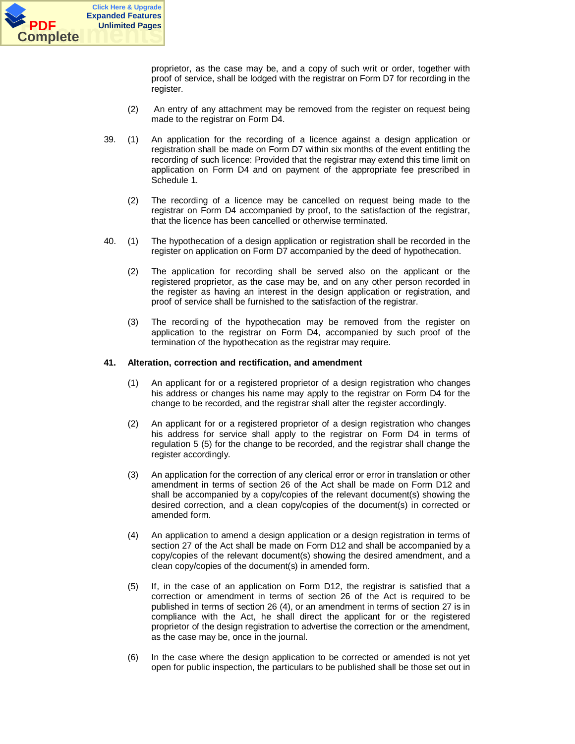proprietor, as the case may be, and a copy of such writ or order, together with proof of service, shall be lodged with the registrar on Form D7 for recording in the register.

(2) An entry of any attachment may be removed from the register on request being made to the registrar on Form D4.

39. (1) An application for the recording of a licence against a design application or registration shall be made on Form D7 within six months of the event entitling the recording of such licence: Provided that the registrar may extend this time limit on application on Form D4 and on payment of the appropriate fee prescribed in Schedule 1.

(2) The recording of a licence may be cancelled on request being made to the registrar on Form D4 accompanied by proof, to the satisfaction of the registrar, that the licence has been cancelled or otherwise terminated.

40. (1) The hypothecation of a design application or registration shall be recorded in the register on application on Form D7 accompanied by the deed of hypothecation.

(2) The application for recording shall be served also on the applicant or the registered proprietor, as the case may be, and on any other person recorded in the register as having an interest in the design application or registration, and proof of service shall be furnished to the satisfaction of the registrar.

(3) The recording of the hypothecation may be removed from the register on application to the registrar on Form D4, accompanied by such proof of the termination of the hypothecation as the registrar may require.

**41. Alteration, correction and rectification, and amendment**

(1) An applicant for or a registered proprietor of a design registration who changes his address or changes his name may apply to the registrar on Form D4 for the change to be recorded, and the registrar shall alter the register accordingly.

(2) An applicant for or a registered proprietor of a design registration who changes his address for service shall apply to the registrar on Form D4 in terms of regulation 5 (5) for the change to be recorded, and the registrar shall change the register accordingly.

(3) An application for the correction of any clerical error or error in translation or other amendment in terms of section 26 of the Act shall be made on Form D12 and shall be accompanied by a copy/copies of the relevant document(s) showing the desired correction, and a clean copy/copies of the document(s) in corrected or amended form.

(4) An application to amend a design application or a design registration in terms of section 27 of the Act shall be made on Form D12 and shall be accompanied by a copy/copies of the relevant document(s) showing the desired amendment, and a clean copy/copies of the document(s) in amended form.

(5) If, in the case of an application on Form D12, the registrar is satisfied that a correction or amendment in terms of section 26 of the Act is required to be published in terms of section 26 (4), or an amendment in terms of section 27 is in compliance with the Act, he shall direct the applicant for or the registered proprietor of the design registration to advertise the correction or the amendment, as the case may be, once in the journal.

(6) In the case where the design application to be corrected or amended is not yet open for public inspection, the particulars to be published shall be those set out in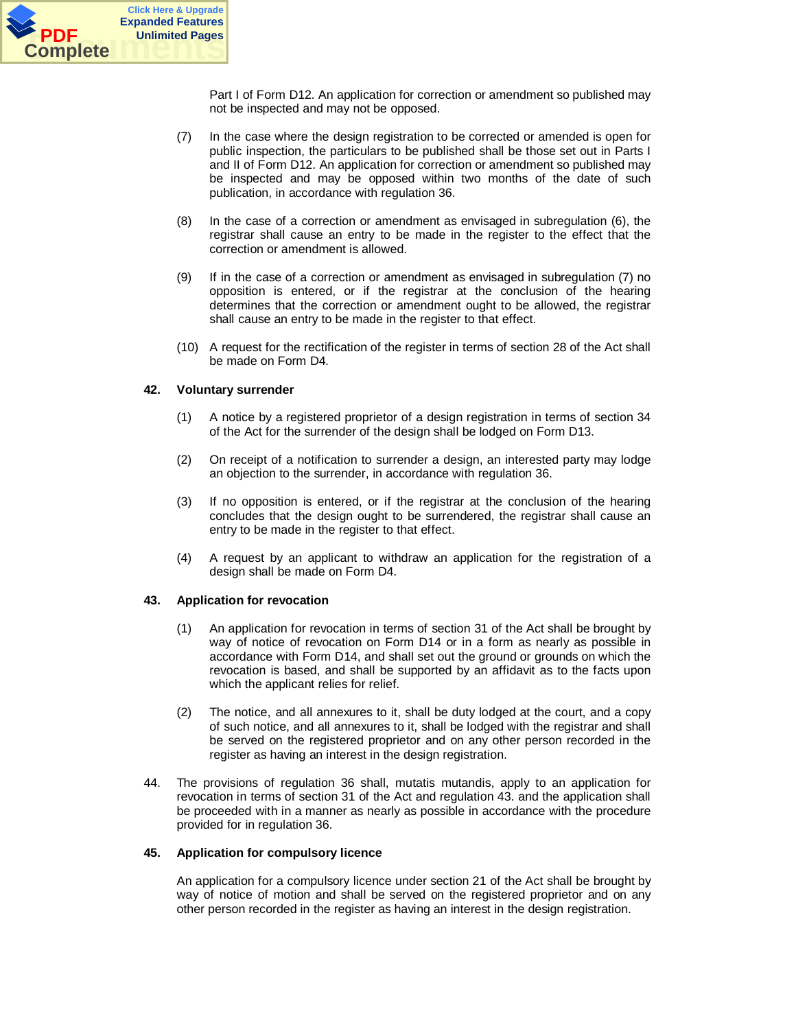Part I of Form D12. An application for correction or amendment so published may not be inspected and may not be opposed.

(7) In the case where the design registration to be corrected or amended is open for public inspection, the particulars to be published shall be those set out in Parts I and II of Form D12. An application for correction or amendment so published may be inspected and may be opposed within two months of the date of such publication, in accordance with regulation 36.

(8) In the case of a correction or amendment as envisaged in subregulation (6), the registrar shall cause an entry to be made in the register to the effect that the correction or amendment is allowed.

(9) If in the case of a correction or amendment as envisaged in subregulation (7) no opposition is entered, or if the registrar at the conclusion of the hearing determines that the correction or amendment ought to be allowed, the registrar shall cause an entry to be made in the register to that effect.

(10) A request for the rectification of the register in terms of section 28 of the Act shall be made on Form D4.

**42. Voluntary surrender**

(1) A notice by a registered proprietor of a design registration in terms of section 34 of the Act for the surrender of the design shall be lodged on Form D13.

(2) On receipt of a notification to surrender a design, an interested party may lodge an objection to the surrender, in accordance with regulation 36.

(3) If no opposition is entered, or if the registrar at the conclusion of the hearing concludes that the design ought to be surrendered, the registrar shall cause an entry to be made in the register to that effect.

(4) A request by an applicant to withdraw an application for the registration of a design shall be made on Form D4.

**43. Application for revocation**

(1) An application for revocation in terms of section 31 of the Act shall be brought by way of notice of revocation on Form D14 or in a form as nearly as possible in accordance with Form D14, and shall set out the ground or grounds on which the revocation is based, and shall be supported by an affidavit as to the facts upon which the applicant relies for relief.

(2) The notice, and all annexures to it, shall be duty lodged at the court, and a copy of such notice, and all annexures to it, shall be lodged with the registrar and shall be served on the registered proprietor and on any other person recorded in the register as having an interest in the design registration.

44. The provisions of regulation 36 shall, mutatis mutandis, apply to an application for revocation in terms of section 31 of the Act and regulation 43. and the application shall be proceeded with in a manner as nearly as possible in accordance with the procedure provided for in regulation 36.

**45. Application for compulsory licence**

An application for a compulsory licence under section 21 of the Act shall be brought by way of notice of motion and shall be served on the registered proprietor and on any other person recorded in the register as having an interest in the design registration.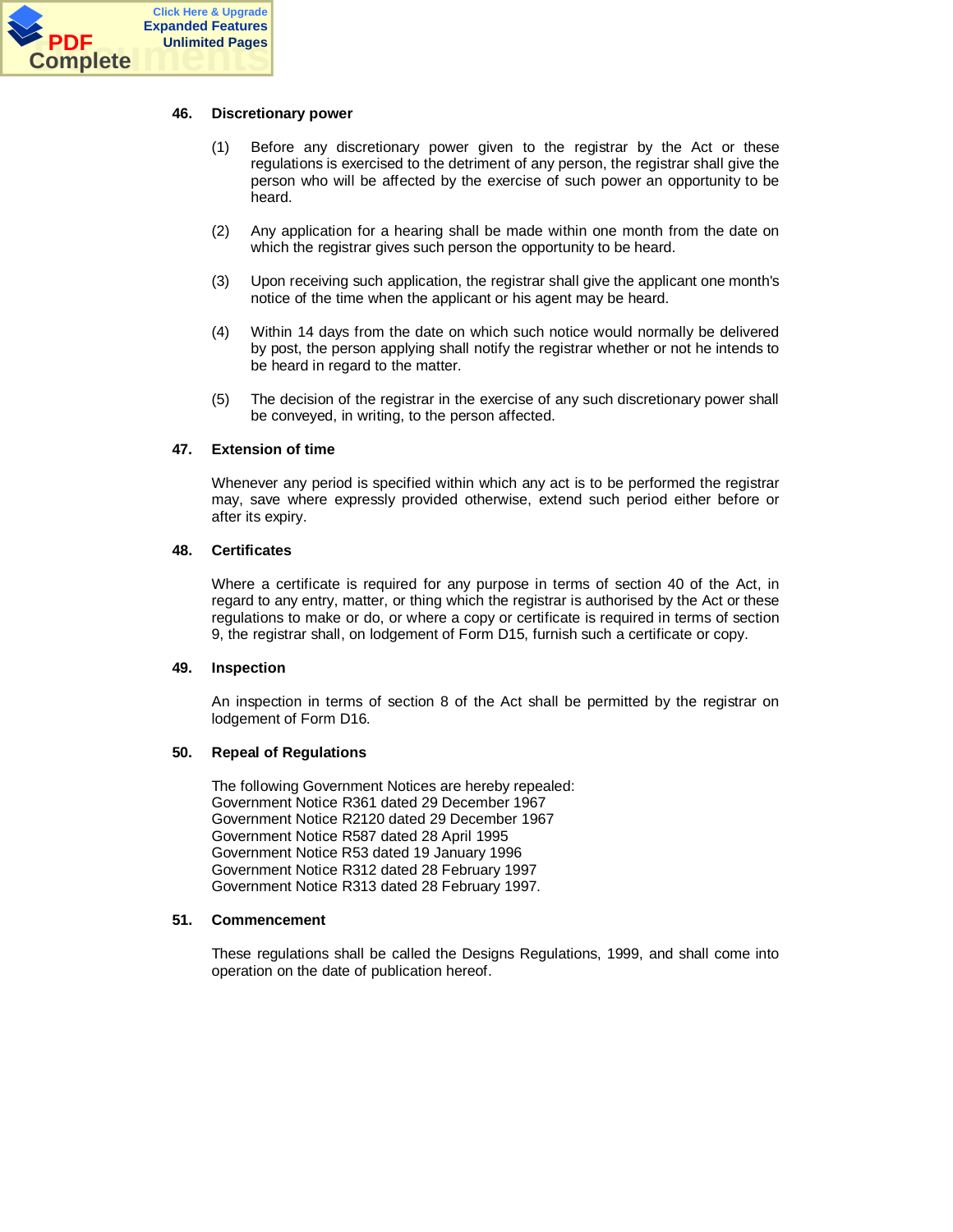**46. Discretionary power**

(1) Before any discretionary power given to the registrar by the Act or these regulations is exercised to the detriment of any person, the registrar shall give the person who will be affected by the exercise of such power an opportunity to be heard.

(2) Any application for a hearing shall be made within one month from the date on which the registrar gives such person the opportunity to be heard.

(3) Upon receiving such application, the registrar shall give the applicant one month's notice of the time when the applicant or his agent may be heard.

(4) Within 14 days from the date on which such notice would normally be delivered by post, the person applying shall notify the registrar whether or not he intends to be heard in regard to the matter.

(5) The decision of the registrar in the exercise of any such discretionary power shall be conveyed, in writing, to the person affected.

**47. Extension of time**

Whenever any period is specified within which any act is to be performed the registrar may, save where expressly provided otherwise, extend such period either before or after its expiry.

**48. Certificates**

Where a certificate is required for any purpose in terms of section 40 of the Act, in regard to any entry, matter, or thing which the registrar is authorised by the Act or these regulations to make or do, or where a copy or certificate is required in terms of section 9, the registrar shall, on lodgement of Form D15, furnish such a certificate or copy.

**49. Inspection**

An inspection in terms of section 8 of the Act shall be permitted by the registrar on lodgement of Form D16.

**50. Repeal of Regulations**

The following Government Notices are hereby repealed:
Government Notice R361 dated 29 December 1967
Government Notice R2120 dated 29 December 1967
Government Notice R587 dated 28 April 1995
Government Notice R53 dated 19 January 1996
Government Notice R312 dated 28 February 1997
Government Notice R313 dated 28 February 1997.

**51. Commencement**

These regulations shall be called the Designs Regulations, 1999, and shall come into operation on the date of publication hereof.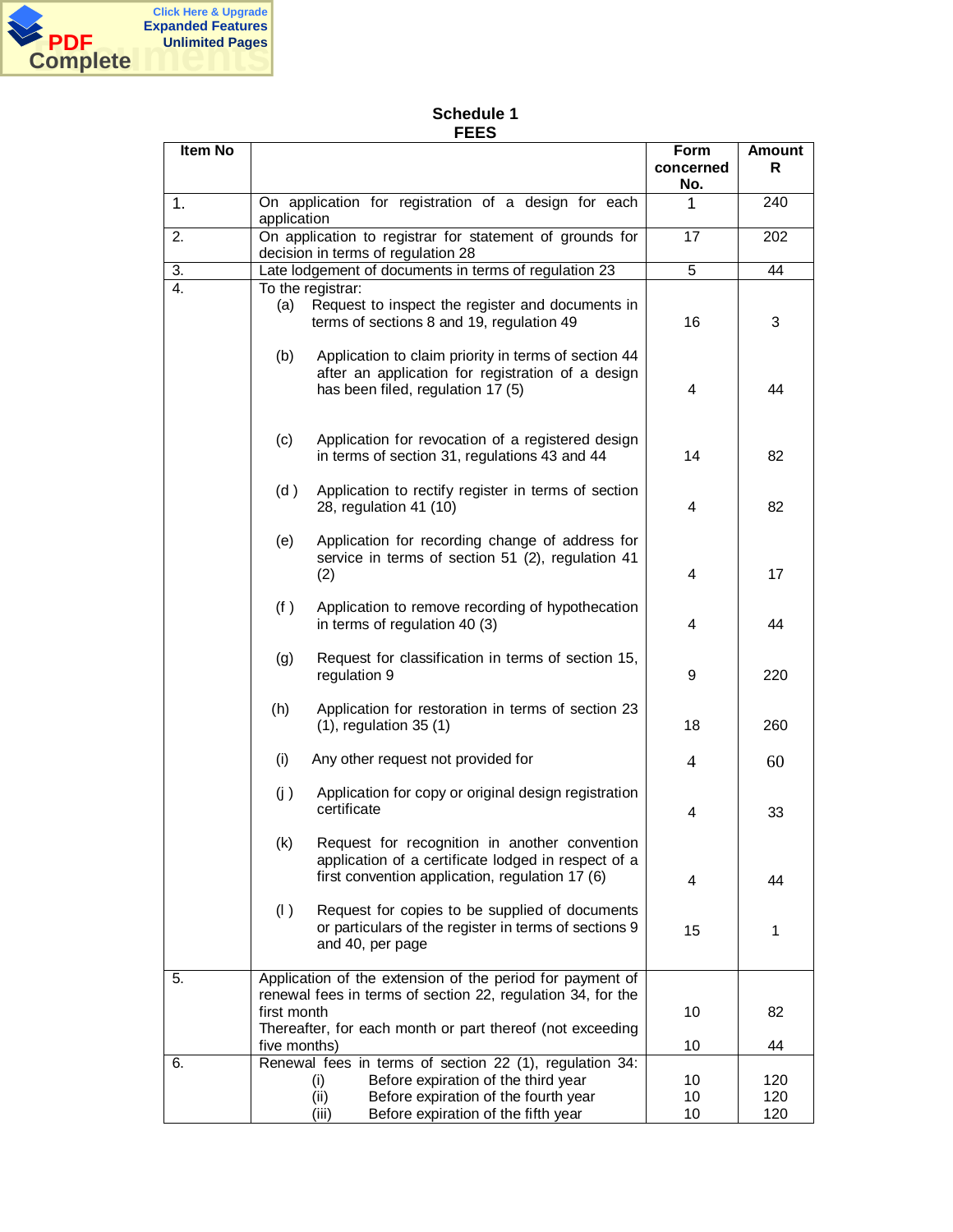## Schedule 1
## FEES

| Item No | | Form concerned No. | Amount R |
|---|---|---|---|
| 1. | On application for registration of a design for each application | 1 | 240 |
| 2. | On application to registrar for statement of grounds for decision in terms of regulation 28 | 17 | 202 |
| 3. | Late lodgement of documents in terms of regulation 23 | 5 | 44 |
| 4. | To the registrar: | | |
| | (a) Request to inspect the register and documents in terms of sections 8 and 19, regulation 49 | 16 | 3 |
| | (b) Application to claim priority in terms of section 44 after an application for registration of a design has been filed, regulation 17 (5) | 4 | 44 |
| | (c) Application for revocation of a registered design in terms of section 31, regulations 43 and 44 | 14 | 82 |
| | (d) Application to rectify register in terms of section 28, regulation 41 (10) | 4 | 82 |
| | (e) Application for recording change of address for service in terms of section 51 (2), regulation 41 (2) | 4 | 17 |
| | (f) Application to remove recording of hypothecation in terms of regulation 40 (3) | 4 | 44 |
| | (g) Request for classification in terms of section 15, regulation 9 | 9 | 220 |
| | (h) Application for restoration in terms of section 23 (1), regulation 35 (1) | 18 | 260 |
| | (i) Any other request not provided for | 4 | 60 |
| | (j) Application for copy or original design registration certificate | 4 | 33 |
| | (k) Request for recognition in another convention application of a certificate lodged in respect of a first convention application, regulation 17 (6) | 4 | 44 |
| | (l) Request for copies to be supplied of documents or particulars of the register in terms of sections 9 and 40, per page | 15 | 1 |
| 5. | Application of the extension of the period for payment of renewal fees in terms of section 22, regulation 34, for the first month | 10 | 82 |
| | Thereafter, for each month or part thereof (not exceeding five months) | 10 | 44 |
| 6. | Renewal fees in terms of section 22 (1), regulation 34: | | |
| | (i) Before expiration of the third year | 10 | 120 |
| | (ii) Before expiration of the fourth year | 10 | 120 |
| | (iii) Before expiration of the fifth year | 10 | 120 |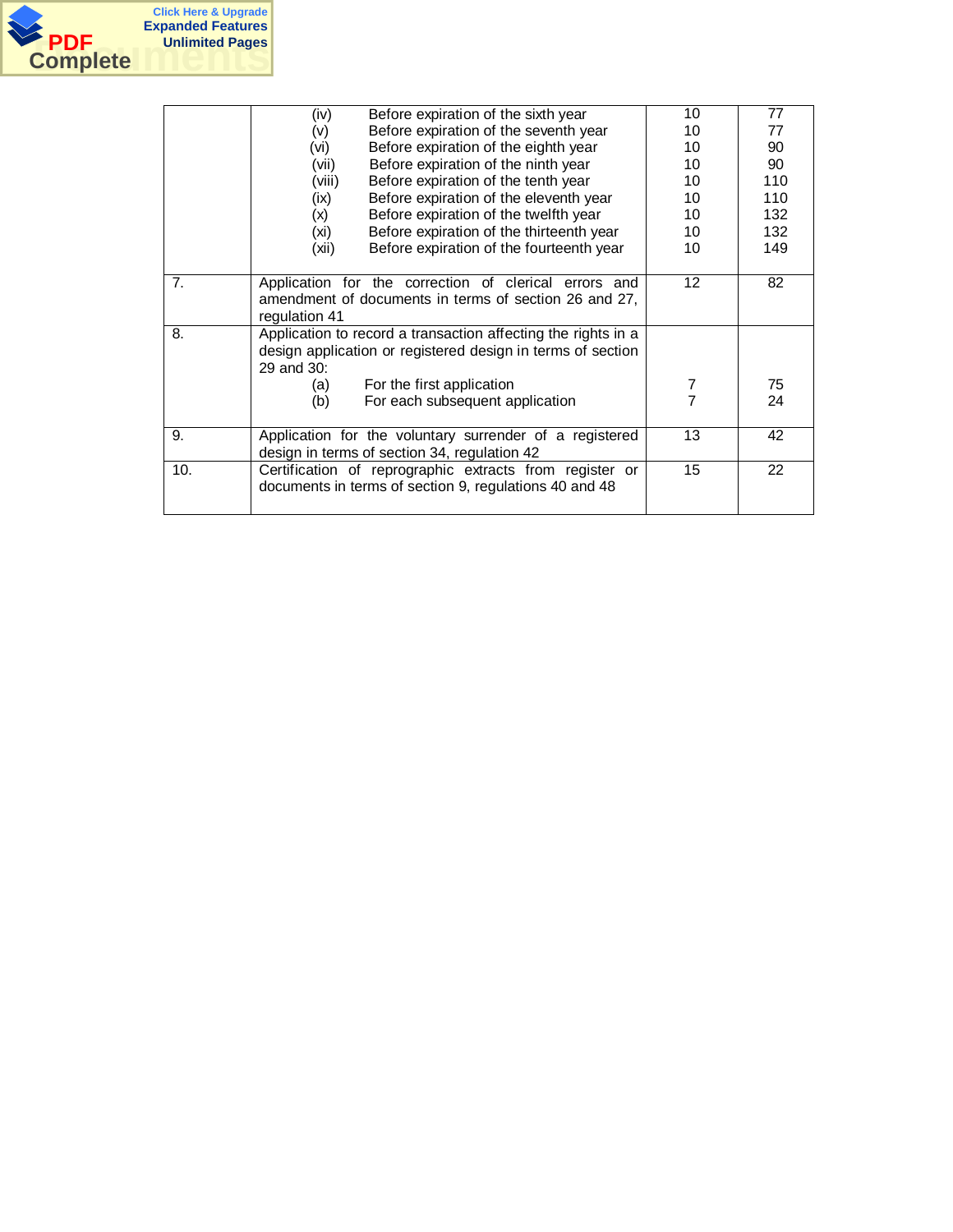| | | | |
|---|---|---|---|
| | (iv) Before expiration of the sixth year<br>(v) Before expiration of the seventh year<br>(vi) Before expiration of the eighth year<br>(vii) Before expiration of the ninth year<br>(viii) Before expiration of the tenth year<br>(ix) Before expiration of the eleventh year<br>(x) Before expiration of the twelfth year<br>(xi) Before expiration of the thirteenth year<br>(xii) Before expiration of the fourteenth year | 10<br>10<br>10<br>10<br>10<br>10<br>10<br>10<br>10 | 77<br>77<br>90<br>90<br>110<br>110<br>132<br>132<br>149 |
| 7. | Application for the correction of clerical errors and amendment of documents in terms of section 26 and 27, regulation 41 | 12 | 82 |
| 8. | Application to record a transaction affecting the rights in a design application or registered design in terms of section 29 and 30:<br>(a) For the first application<br>(b) For each subsequent application | <br><br>7<br>7 | <br><br>75<br>24 |
| 9. | Application for the voluntary surrender of a registered design in terms of section 34, regulation 42 | 13 | 42 |
| 10. | Certification of reprographic extracts from register or documents in terms of section 9, regulations 40 and 48 | 15 | 22 |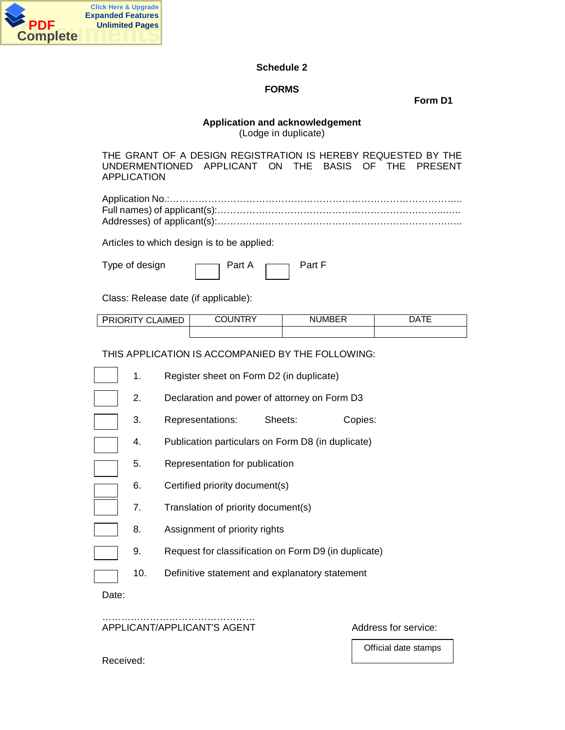**Schedule 2**

**FORMS**

**Form D1**

**Application and acknowledgement**
(Lodge in duplicate)

THE GRANT OF A DESIGN REGISTRATION IS HEREBY REQUESTED BY THE UNDERMENTIONED APPLICANT ON THE BASIS OF THE PRESENT APPLICATION

Application No.:…………………………………………………………………………………..
Full names) of applicant(s):……………………………………………………………..…….
Addresses) of applicant(s):…………………………………………………………………….

Articles to which design is to be applied:

Type of design ☐ Part A ☐ Part F

Class: Release date (if applicable):

| PRIORITY CLAIMED | COUNTRY | NUMBER | DATE |
|---|---|---|---|
| | | | |

THIS APPLICATION IS ACCOMPANIED BY THE FOLLOWING:

☐ 1. Register sheet on Form D2 (in duplicate)

☐ 2. Declaration and power of attorney on Form D3

☐ 3. Representations: Sheets: Copies:

☐ 4. Publication particulars on Form D8 (in duplicate)

☐ 5. Representation for publication

☐ 6. Certified priority document(s)

☐ 7. Translation of priority document(s)

☐ 8. Assignment of priority rights

☐ 9. Request for classification on Form D9 (in duplicate)

☐ 10. Definitive statement and explanatory statement

Date:

…………………………………………
APPLICANT/APPLICANT'S AGENT

Address for service:

Official date stamps

Received: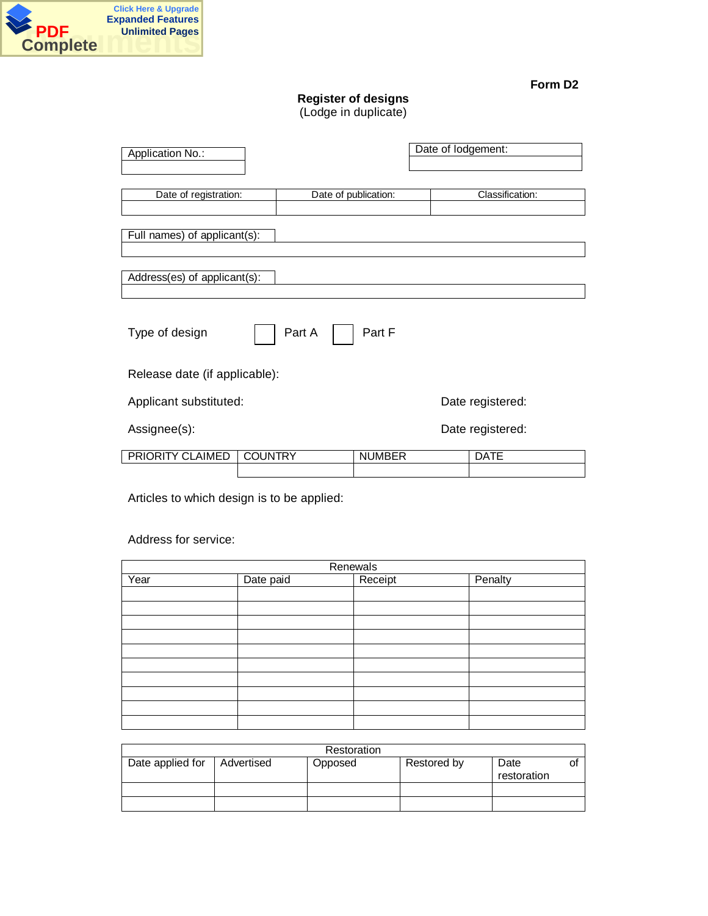**Form D2**

**Register of designs**
(Lodge in duplicate)

| Application No.: |
| --- |
| |

| Date of lodgement: |
| --- |
| |

| Date of registration: | Date of publication: | Classification: |
| --- | --- | --- |
| | | |

| Full names) of applicant(s): |
| --- |
| |

| Address(es) of applicant(s): |
| --- |
| |

Type of design ☐ Part A ☐ Part F

Release date (if applicable):

Applicant substituted: Date registered:

Assignee(s): Date registered:

| PRIORITY CLAIMED | COUNTRY | NUMBER | DATE |
| --- | --- | --- | --- |
| | | | |

Articles to which design is to be applied:

Address for service:

| Renewals | | | |
| --- | --- | --- | --- |
| Year | Date paid | Receipt | Penalty |
| | | | |
| | | | |
| | | | |
| | | | |
| | | | |
| | | | |
| | | | |
| | | | |
| | | | |
| | | | |

| Restoration | | | | |
| --- | --- | --- | --- | --- |
| Date applied for | Advertised | Opposed | Restored by | Date of restoration |
| | | | | |
| | | | | |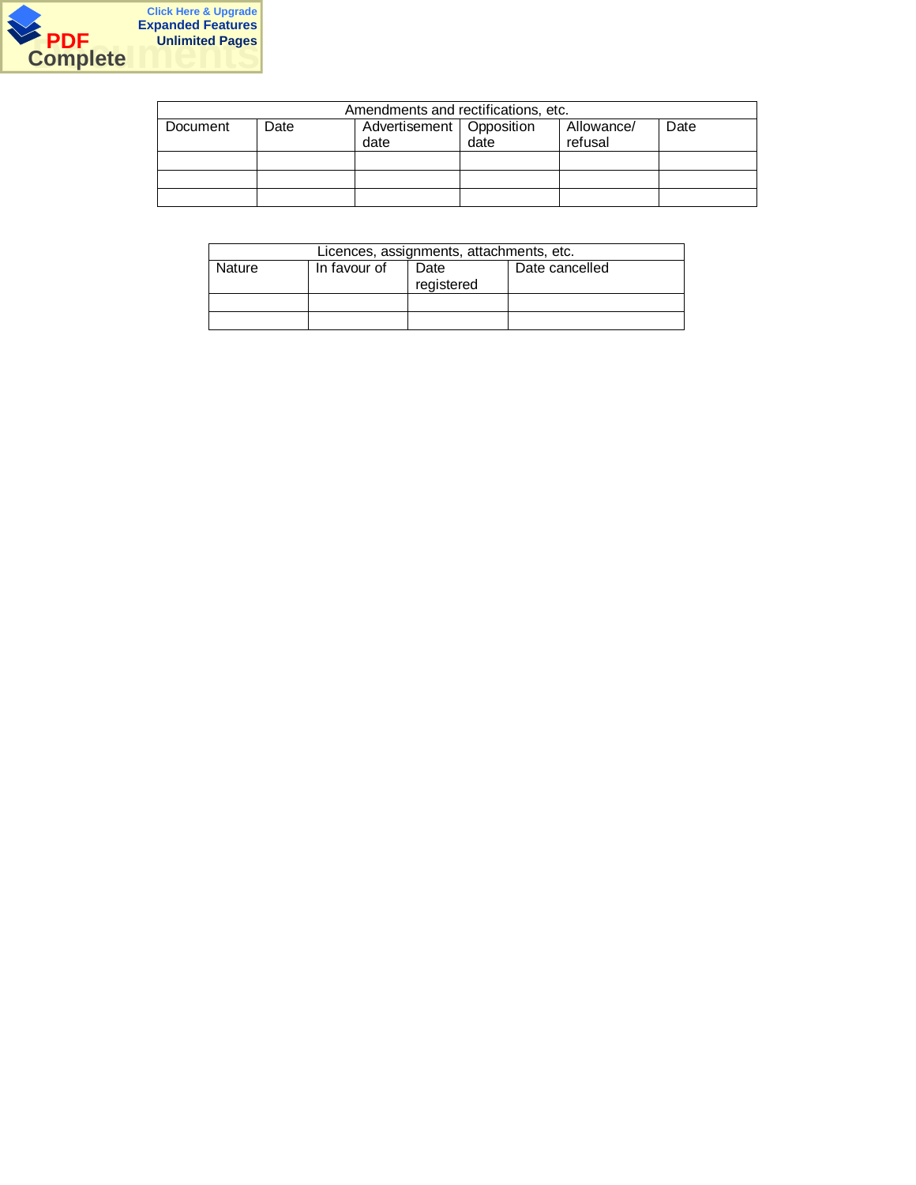| Amendments and rectifications, etc. | | | | | |
|---|---|---|---|---|---|
| Document | Date | Advertisement date | Opposition date | Allowance/ refusal | Date |
| | | | | | |
| | | | | | |
| | | | | | |

| Licences, assignments, attachments, etc. | | | |
|---|---|---|---|
| Nature | In favour of | Date registered | Date cancelled |
| | | | |
| | | | |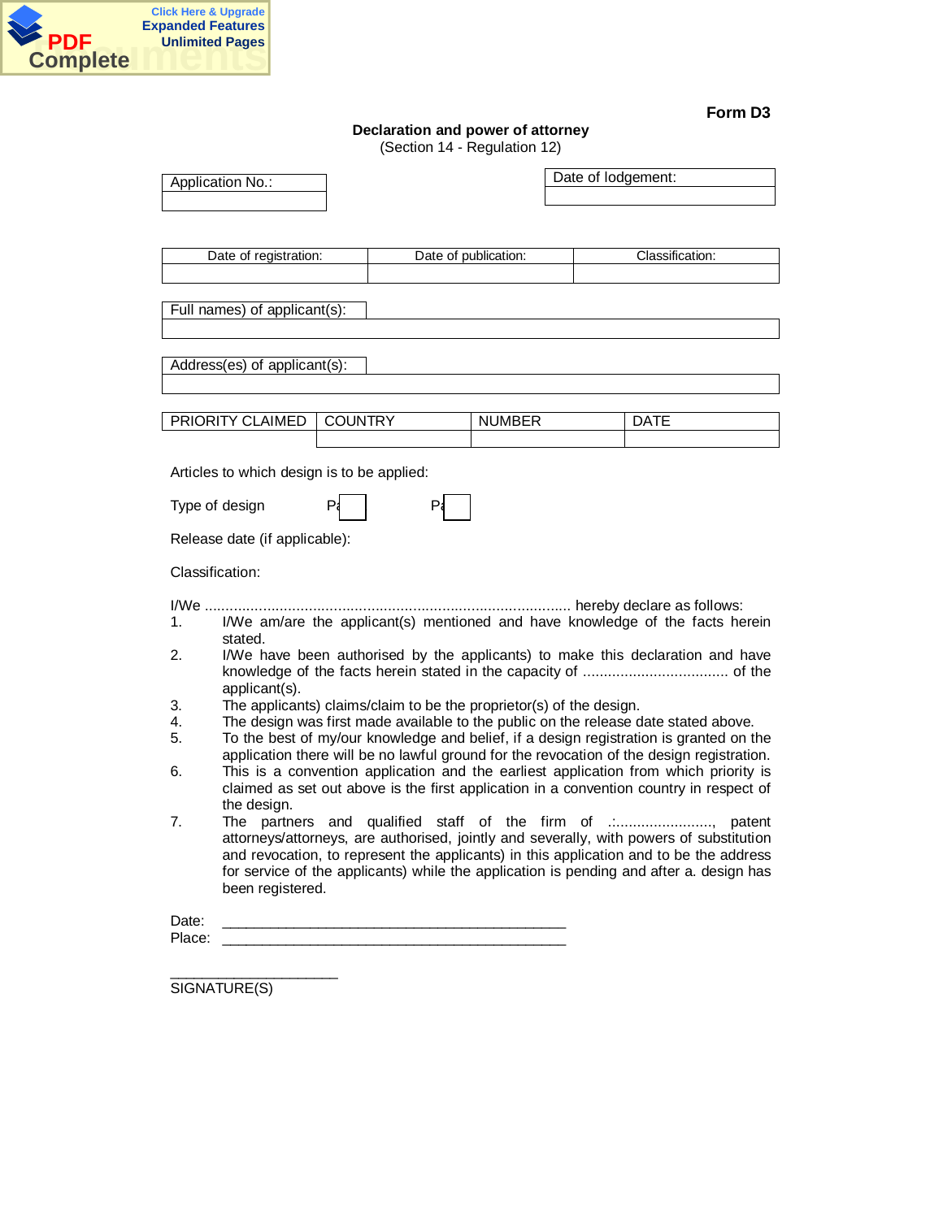**Form D3**

**Declaration and power of attorney**
(Section 14 - Regulation 12)

| Application No.: |
| --- |
| |

| Date of lodgement: |
| --- |
| |

| Date of registration: | Date of publication: | Classification: |
| --- | --- | --- |
| | | |

| Full names) of applicant(s): |
| --- |
| |

| Address(es) of applicant(s): |
| --- |
| |

| PRIORITY CLAIMED | COUNTRY | NUMBER | DATE |
| --- | --- | --- | --- |
| | | | |

Articles to which design is to be applied:

Type of design P☐ P☐

Release date (if applicable):

Classification:

I/We ....................................................................................... hereby declare as follows:

1. I/We am/are the applicant(s) mentioned and have knowledge of the facts herein stated.
2. I/We have been authorised by the applicants) to make this declaration and have knowledge of the facts herein stated in the capacity of .................................. of the applicant(s).
3. The applicants) claims/claim to be the proprietor(s) of the design.
4. The design was first made available to the public on the release date stated above.
5. To the best of my/our knowledge and belief, if a design registration is granted on the application there will be no lawful ground for the revocation of the design registration.
6. This is a convention application and the earliest application from which priority is claimed as set out above is the first application in a convention country in respect of the design.
7. The partners and qualified staff of the firm of .:......................., patent attorneys/attorneys, are authorised, jointly and severally, with powers of substitution and revocation, to represent the applicants) in this application and to be the address for service of the applicants) while the application is pending and after a. design has been registered.

Date: ____________________________________________

Place: ____________________________________________

____________________

SIGNATURE(S)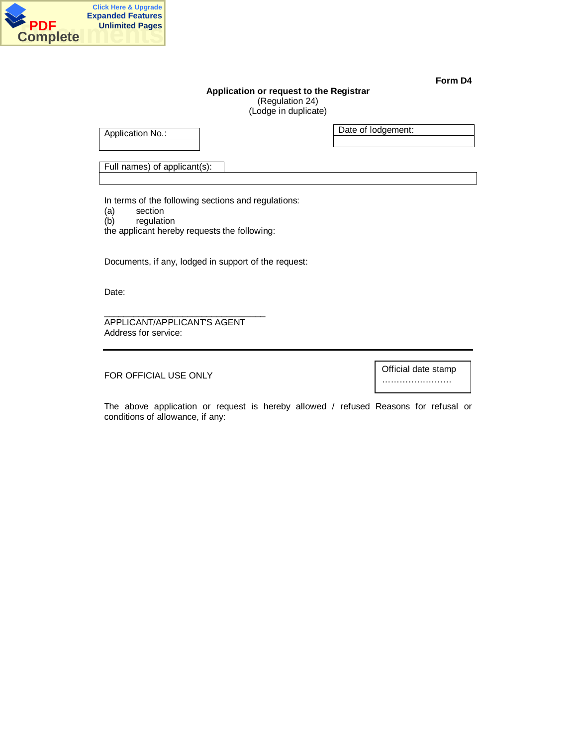**Form D4**

**Application or request to the Registrar**
(Regulation 24)
(Lodge in duplicate)

| Application No.: |
| --- |
| |

| Date of lodgement: |
| --- |
| |

| Full names) of applicant(s): |
| --- |
| |

In terms of the following sections and regulations:
(a) section
(b) regulation
the applicant hereby requests the following:

Documents, if any, lodged in support of the request:

Date:

______________________________
APPLICANT/APPLICANT'S AGENT
Address for service:

---

FOR OFFICIAL USE ONLY

| Official date stamp …………………… |
| --- |

The above application or request is hereby allowed / refused Reasons for refusal or conditions of allowance, if any: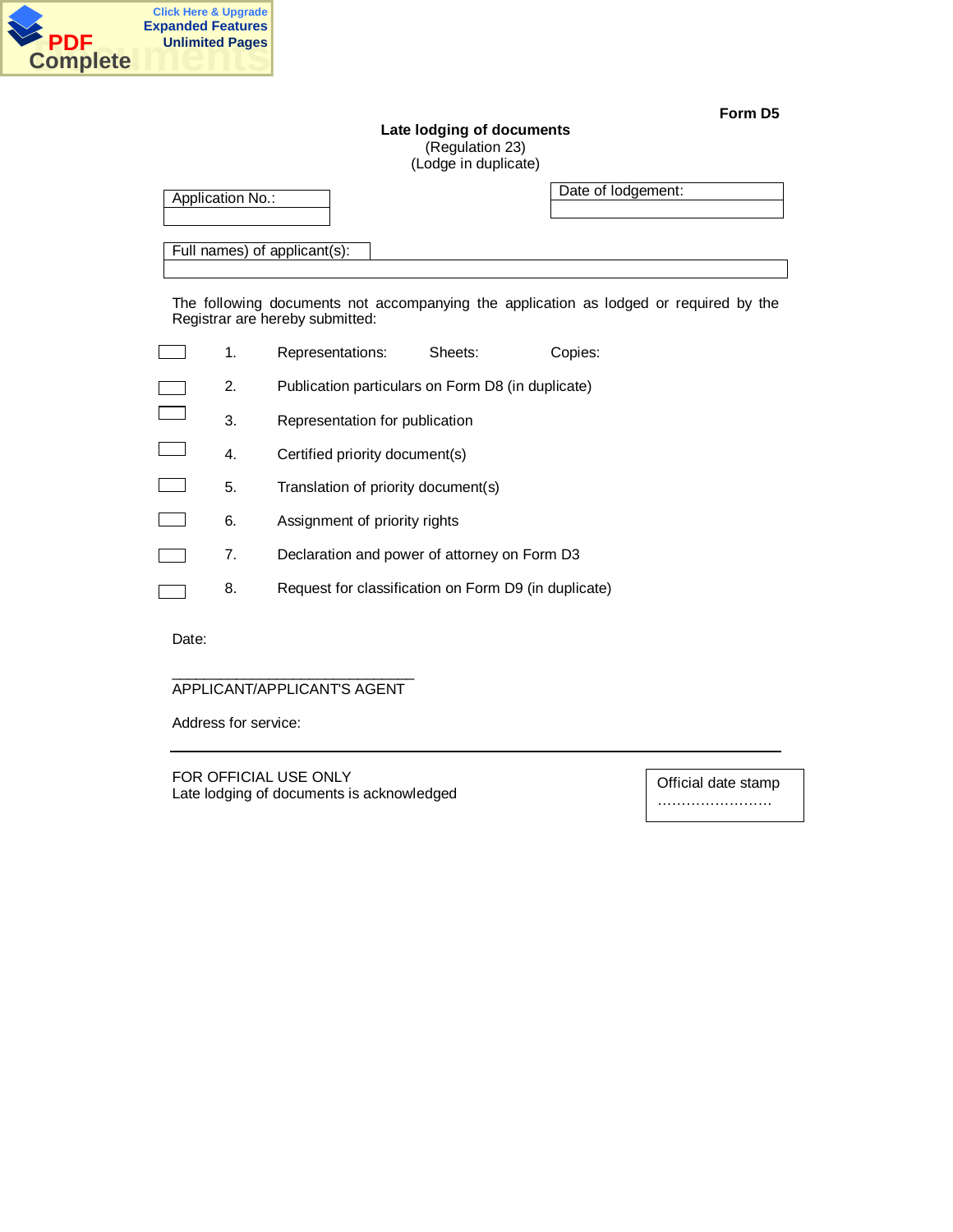**Form D5**

# Late lodging of documents

(Regulation 23)
(Lodge in duplicate)

| Application No.: |
|---|
| |

| Date of lodgement: |
|---|
| |

| Full names) of applicant(s): |
|---|
| |

The following documents not accompanying the application as lodged or required by the Registrar are hereby submitted:

- [ ] 1. Representations: Sheets: Copies:
- [ ] 2. Publication particulars on Form D8 (in duplicate)
- [ ] 3. Representation for publication
- [ ] 4. Certified priority document(s)
- [ ] 5. Translation of priority document(s)
- [ ] 6. Assignment of priority rights
- [ ] 7. Declaration and power of attorney on Form D3
- [ ] 8. Request for classification on Form D9 (in duplicate)

Date:

______________________________
APPLICANT/APPLICANT'S AGENT

Address for service:

---

FOR OFFICIAL USE ONLY
Late lodging of documents is acknowledged

| Official date stamp ……………………… |
|---|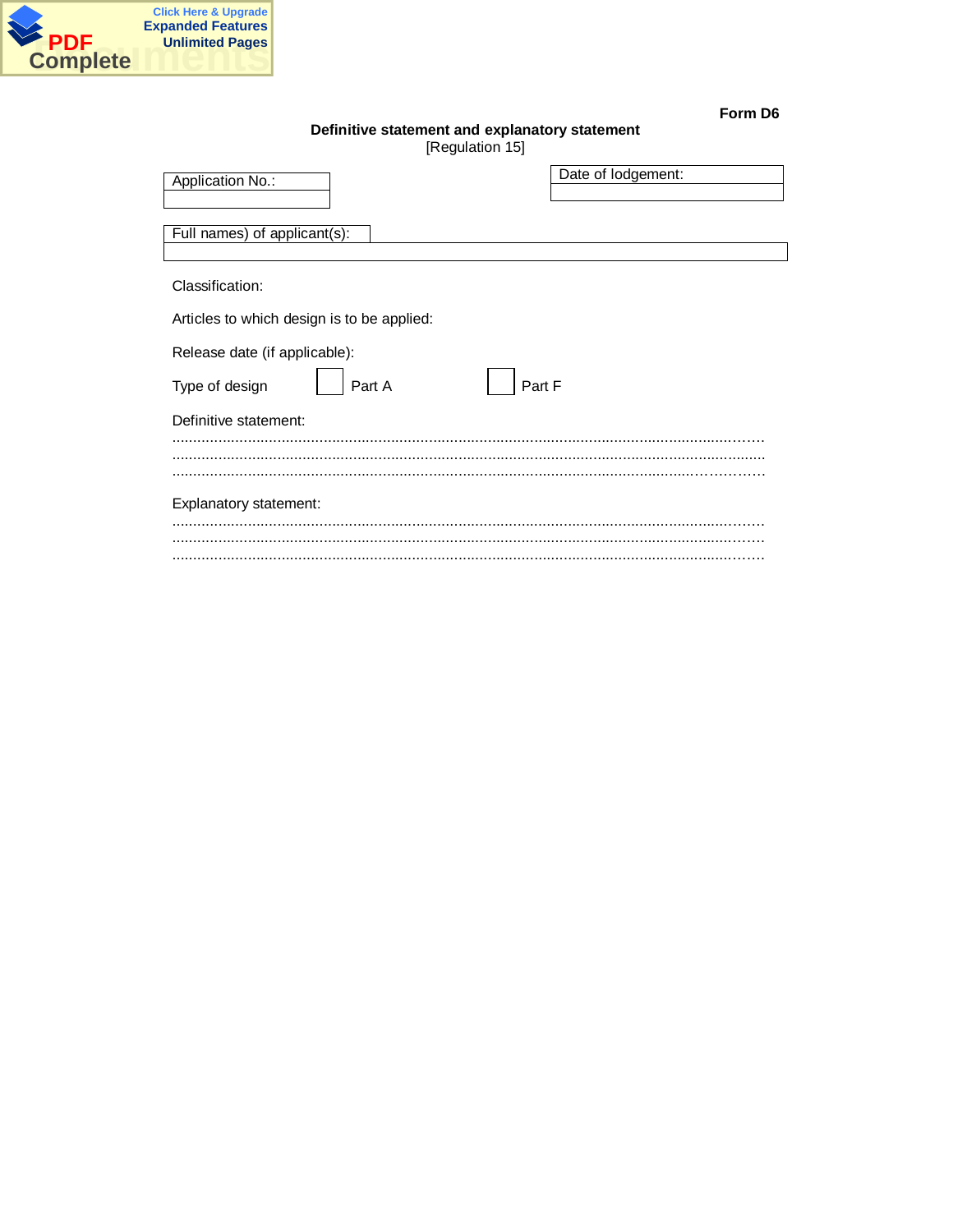**Form D6**

**Definitive statement and explanatory statement**
[Regulation 15]

| Application No.: |
|---|
| |

| Date of lodgement: |
|---|
| |

| Full names) of applicant(s): |
|---|
| |

Classification:

Articles to which design is to be applied:

Release date (if applicable):

Type of design ☐ Part A ☐ Part F

Definitive statement:
...........................................................................................................................................
...........................................................................................................................................
...........................................................................................................................................

Explanatory statement:
...........................................................................................................................................
...........................................................................................................................................
...........................................................................................................................................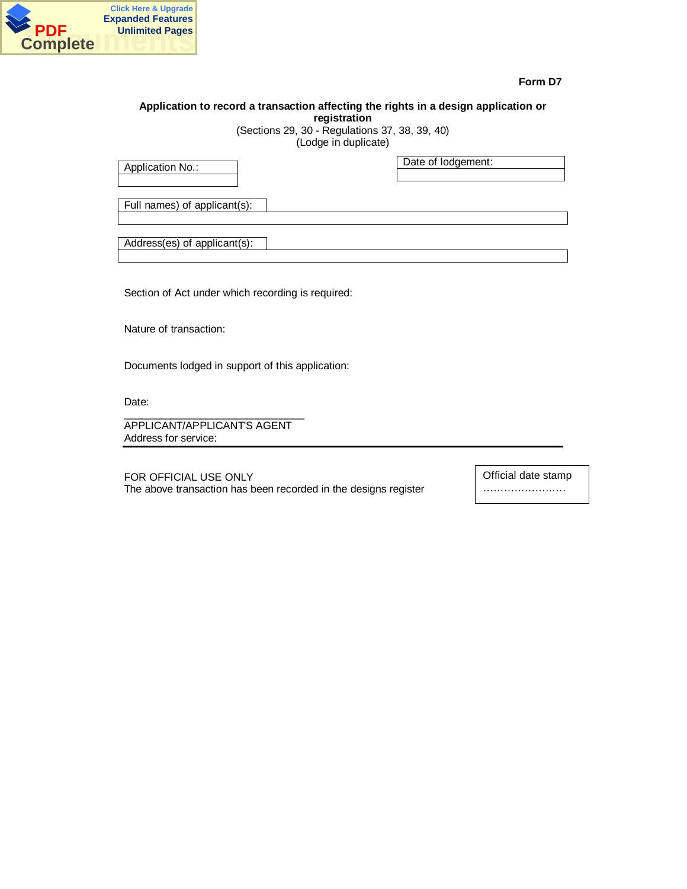**Form D7**

**Application to record a transaction affecting the rights in a design application or registration**

(Sections 29, 30 - Regulations 37, 38, 39, 40)

(Lodge in duplicate)

| Application No.: |
| --- |
| |

| Date of lodgement: |
| --- |
| |

| Full names) of applicant(s): |
| --- |
| |

| Address(es) of applicant(s): |
| --- |
| |

Section of Act under which recording is required:

Nature of transaction:

Documents lodged in support of this application:

Date:

_____________________________

APPLICANT/APPLICANT'S AGENT

Address for service:

---

FOR OFFICIAL USE ONLY

The above transaction has been recorded in the designs register

| Official date stamp …………………… |
| --- |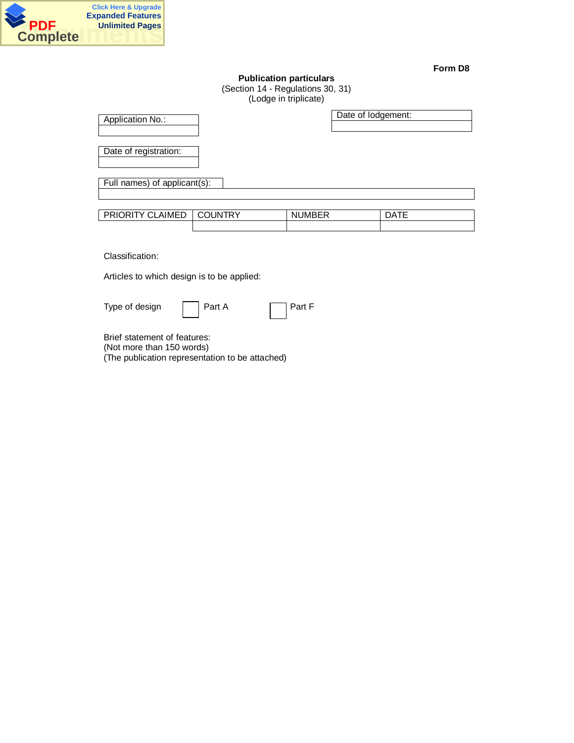**Form D8**

**Publication particulars**
(Section 14 - Regulations 30, 31)
(Lodge in triplicate)

| Application No.: |
|---|
| |

| Date of lodgement: |
|---|
| |

| Date of registration: |
|---|
| |

| Full names) of applicant(s): |
|---|
| |

| PRIORITY CLAIMED | COUNTRY | NUMBER | DATE |
|---|---|---|---|
| | | | |

Classification:

Articles to which design is to be applied:

Type of design ☐ Part A ☐ Part F

Brief statement of features:
(Not more than 150 words)
(The publication representation to be attached)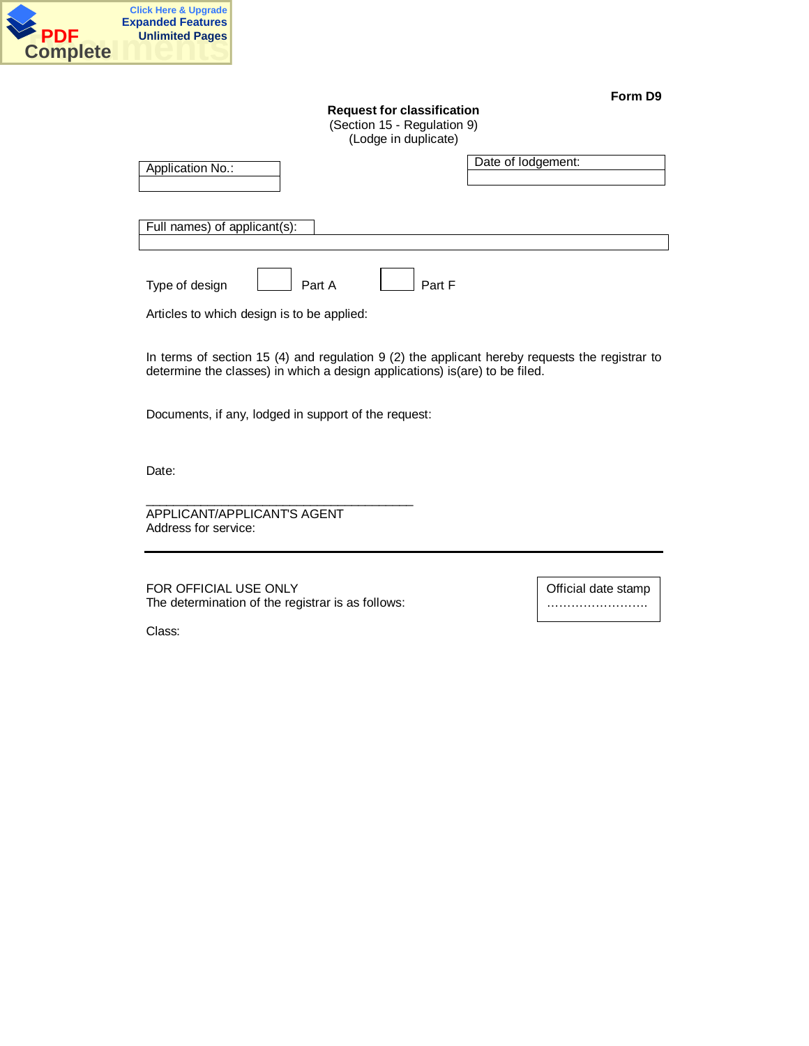**Form D9**

**Request for classification**
(Section 15 - Regulation 9)
(Lodge in duplicate)

| Application No.: |
|---|
| |

| Date of lodgement: |
|---|
| |

| Full names) of applicant(s): |
|---|
| |

Type of design ☐ Part A ☐ Part F

Articles to which design is to be applied:

In terms of section 15 (4) and regulation 9 (2) the applicant hereby requests the registrar to determine the classes) in which a design applications) is(are) to be filed.

Documents, if any, lodged in support of the request:

Date:

\_\_\_\_\_\_\_\_\_\_\_\_\_\_\_\_\_\_\_\_\_\_\_\_\_\_\_\_\_\_\_\_\_\_\_\_\_\_\_\_
APPLICANT/APPLICANT'S AGENT
Address for service:

---

FOR OFFICIAL USE ONLY
The determination of the registrar is as follows:

| Official date stamp<br>…………………….. |
|---|

Class: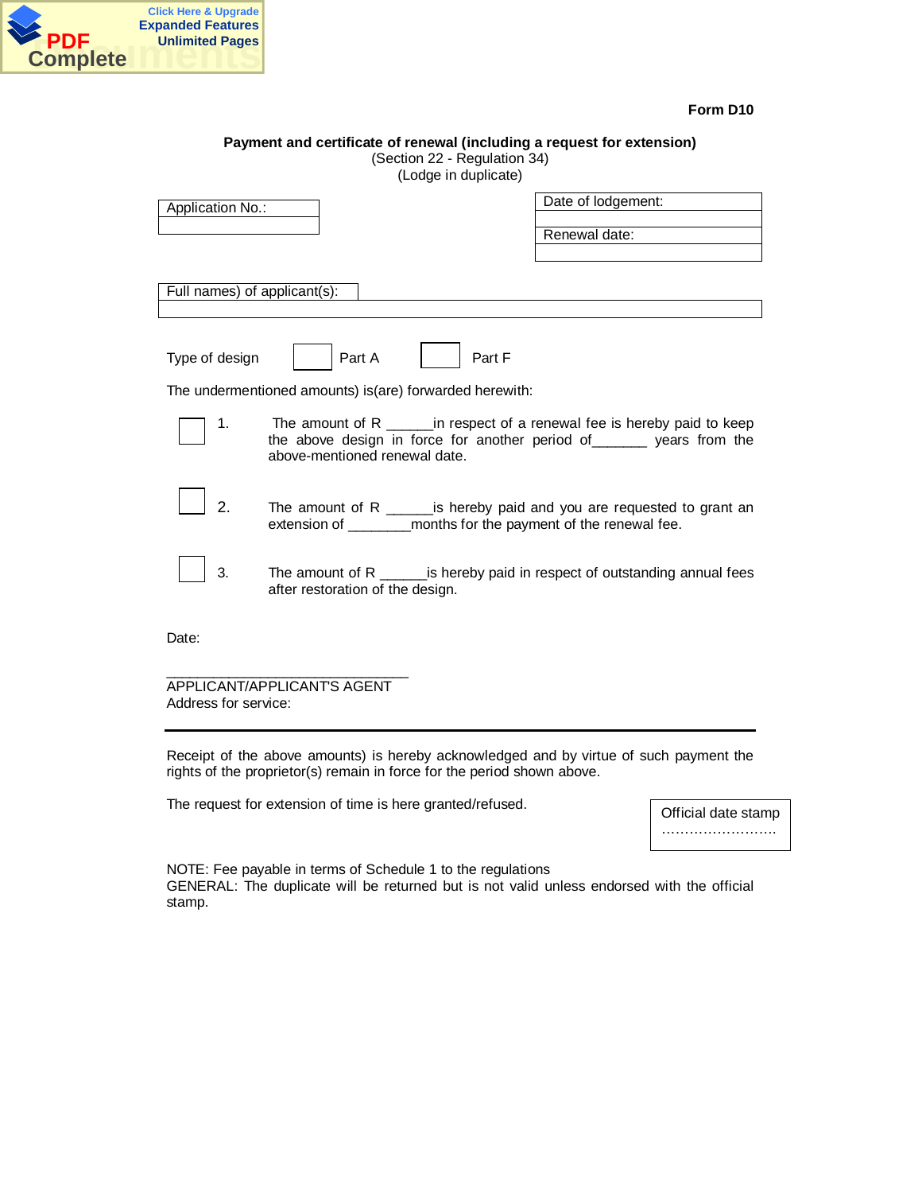**Form D10**

**Payment and certificate of renewal (including a request for extension)**
(Section 22 - Regulation 34)
(Lodge in duplicate)

| Application No.: |
| --- |
| |

| Date of lodgement: |
| --- |
| |
| Renewal date: |
| |

| Full names) of applicant(s): |
| --- |
| |

Type of design ☐ Part A ☐ Part F

The undermentioned amounts) is(are) forwarded herewith:

☐ 1. The amount of R ______in respect of a renewal fee is hereby paid to keep the above design in force for another period of_______ years from the above-mentioned renewal date.

☐ 2. The amount of R ______is hereby paid and you are requested to grant an extension of ________months for the payment of the renewal fee.

☐ 3. The amount of R ______is hereby paid in respect of outstanding annual fees after restoration of the design.

Date:

_______________________________
APPLICANT/APPLICANT'S AGENT
Address for service:

---

Receipt of the above amounts) is hereby acknowledged and by virtue of such payment the rights of the proprietor(s) remain in force for the period shown above.

The request for extension of time is here granted/refused.

| Official date stamp ……………………. |
| --- |

NOTE: Fee payable in terms of Schedule 1 to the regulations
GENERAL: The duplicate will be returned but is not valid unless endorsed with the official stamp.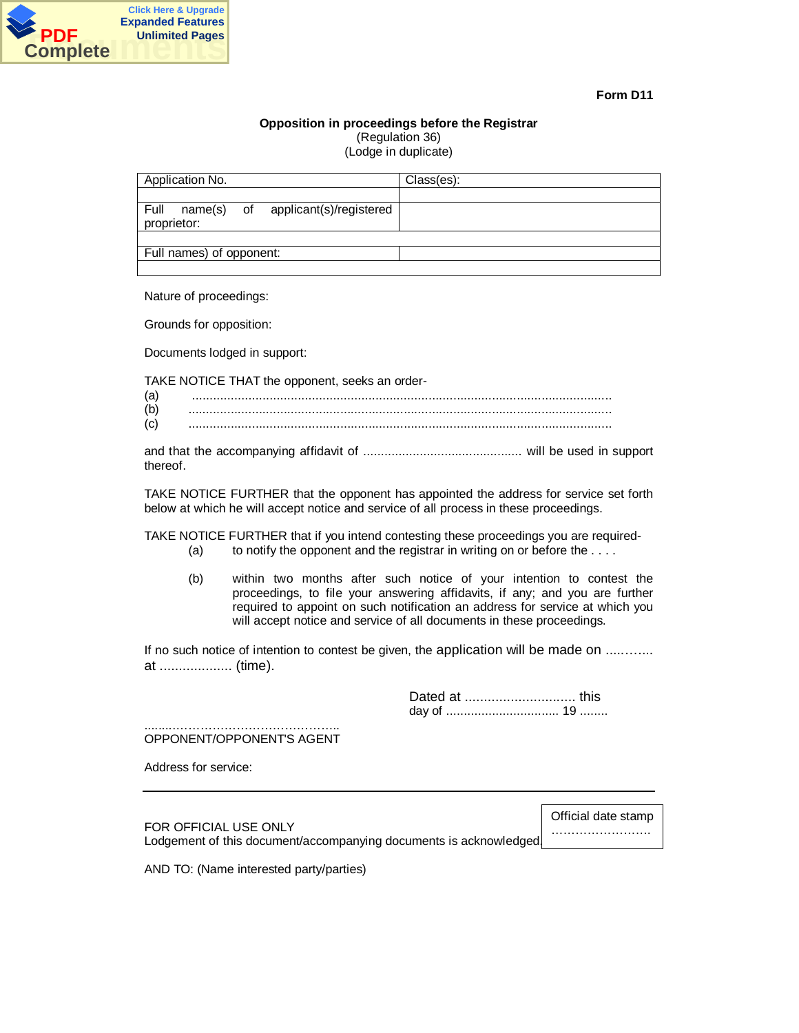**Form D11**

**Opposition in proceedings before the Registrar**
(Regulation 36)
(Lodge in duplicate)

| Application No. | Class(es): |
|---|---|
| | |
| Full name(s) of applicant(s)/registered proprietor: | |
| | |
| Full names) of opponent: | |
| | |

Nature of proceedings:

Grounds for opposition:

Documents lodged in support:

TAKE NOTICE THAT the opponent, seeks an order-
(a) ......................................................................................................................
(b) ......................................................................................................................
(c) ......................................................................................................................

and that the accompanying affidavit of ............................................ will be used in support thereof.

TAKE NOTICE FURTHER that the opponent has appointed the address for service set forth below at which he will accept notice and service of all process in these proceedings.

TAKE NOTICE FURTHER that if you intend contesting these proceedings you are required-

(a) to notify the opponent and the registrar in writing on or before the . . . .

(b) within two months after such notice of your intention to contest the proceedings, to file your answering affidavits, if any; and you are further required to appoint on such notification an address for service at which you will accept notice and service of all documents in these proceedings.

If no such notice of intention to contest be given, the application will be made on ....…... at ................... (time).

Dated at ............................. this day of ................................ 19 ........

........……………………………………..
OPPONENT/OPPONENT'S AGENT

Address for service:

---

FOR OFFICIAL USE ONLY
Lodgement of this document/accompanying documents is acknowledged.

Official date stamp
……………………..

AND TO: (Name interested party/parties)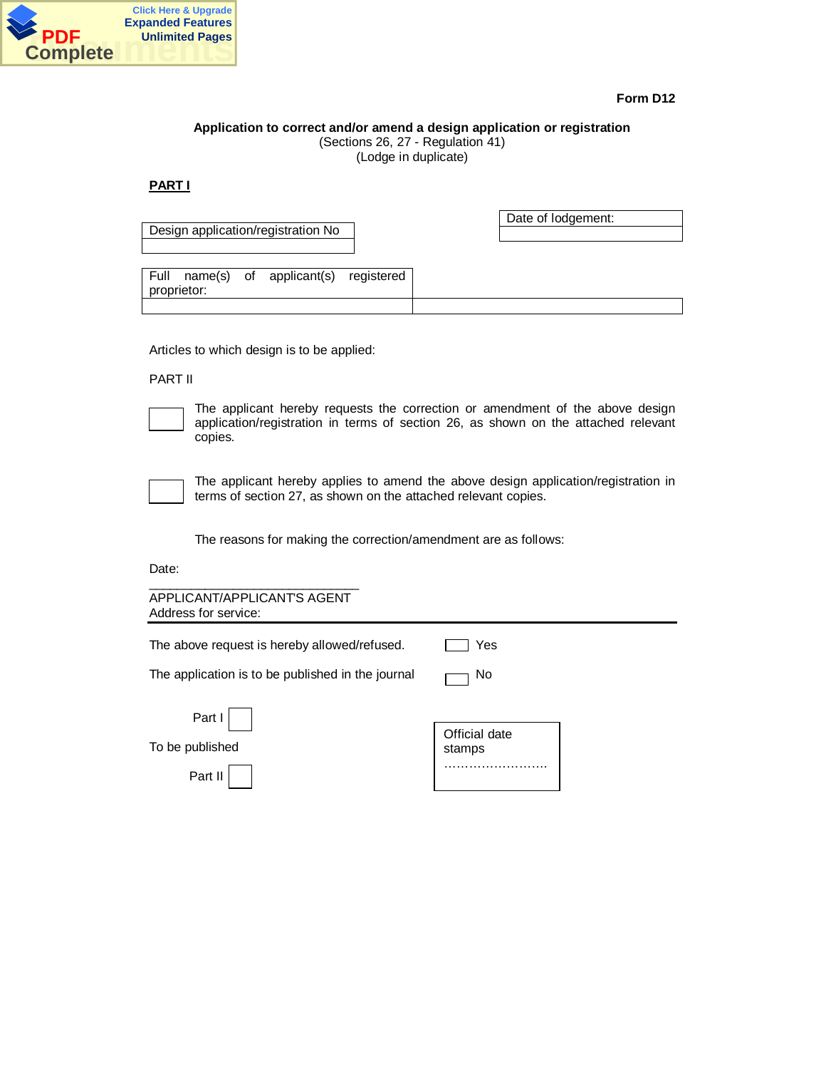**Form D12**

**Application to correct and/or amend a design application or registration**
(Sections 26, 27 - Regulation 41)
(Lodge in duplicate)

**PART I**

| Date of lodgement: |
|---|
| |

| Design application/registration No |
|---|
| |

| Full name(s) of applicant(s) registered proprietor: | |
|---|---|
| | |

Articles to which design is to be applied:

PART II

☐ The applicant hereby requests the correction or amendment of the above design application/registration in terms of section 26, as shown on the attached relevant copies.

☐ The applicant hereby applies to amend the above design application/registration in terms of section 27, as shown on the attached relevant copies.

The reasons for making the correction/amendment are as follows:

Date:

\_\_\_\_\_\_\_\_\_\_\_\_\_\_\_\_\_\_\_\_\_\_\_\_\_\_\_\_\_\_
APPLICANT/APPLICANT'S AGENT
Address for service:

---

The above request is hereby allowed/refused. ☐ Yes

The application is to be published in the journal ☐ No

To be published
Part I ☐
Part II ☐

Official date stamps
……………………..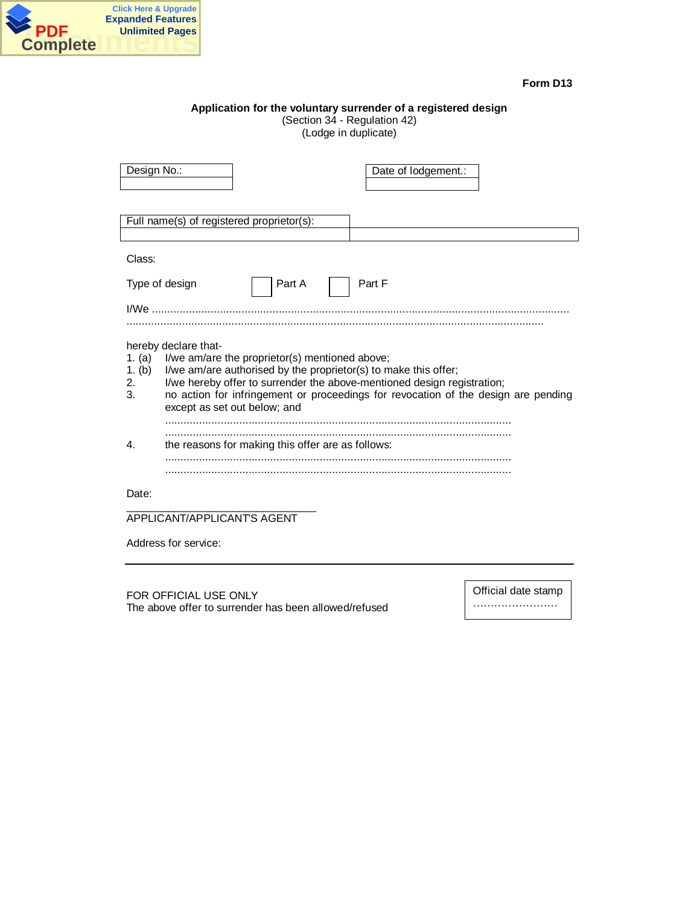**Form D13**

**Application for the voluntary surrender of a registered design**
(Section 34 - Regulation 42)
(Lodge in duplicate)

| Design No.: |
|---|
| |

| Date of lodgement.: |
|---|
| |

| Full name(s) of registered proprietor(s): | |
|---|---|
| | |

Class:

Type of design ☐ Part A ☐ Part F

I/We ..........................................................................................................................................
..........................................................................................................................................

hereby declare that-

1. (a) I/we am/are the proprietor(s) mentioned above;
1. (b) I/we am/are authorised by the proprietor(s) to make this offer;
2. I/we hereby offer to surrender the above-mentioned design registration;
3. no action for infringement or proceedings for revocation of the design are pending except as set out below; and
   ..........................................................................................................
   ..........................................................................................................
4. the reasons for making this offer are as follows:
   ..........................................................................................................
   ..........................................................................................................

Date:

_________________________________
APPLICANT/APPLICANT'S AGENT

Address for service:

---

FOR OFFICIAL USE ONLY
The above offer to surrender has been allowed/refused

| Official date stamp ........................ |
|---|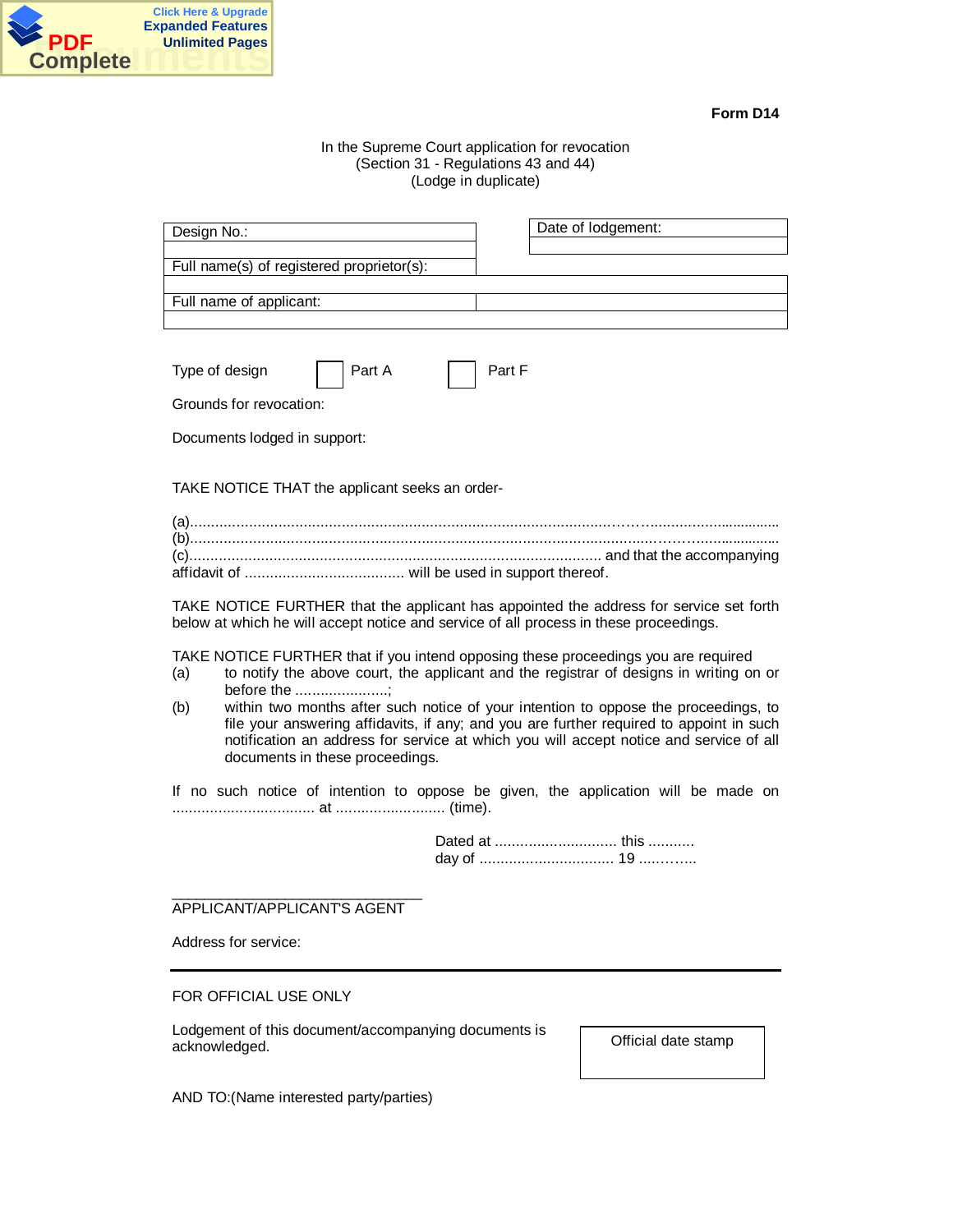**Form D14**

In the Supreme Court application for revocation
(Section 31 - Regulations 43 and 44)
(Lodge in duplicate)

| Design No.: | | Date of lodgement: |
|---|---|---|
| | | |
| Full name(s) of registered proprietor(s): | | |
| | | |
| Full name of applicant: | | |
| | | |

Type of design ☐ Part A ☐ Part F

Grounds for revocation:

Documents lodged in support:

TAKE NOTICE THAT the applicant seeks an order-

(a).............................................................................................................................................
(b).............................................................................................................................................
(c)........................................................................................................ and that the accompanying affidavit of ...................................... will be used in support thereof.

TAKE NOTICE FURTHER that the applicant has appointed the address for service set forth below at which he will accept notice and service of all process in these proceedings.

TAKE NOTICE FURTHER that if you intend opposing these proceedings you are required

(a) to notify the above court, the applicant and the registrar of designs in writing on or before the ......................;

(b) within two months after such notice of your intention to oppose the proceedings, to file your answering affidavits, if any; and you are further required to appoint in such notification an address for service at which you will accept notice and service of all documents in these proceedings.

If no such notice of intention to oppose be given, the application will be made on .................................. at .......................... (time).

Dated at ............................. this ...........
day of ................................ 19 ..........

\_\_\_\_\_\_\_\_\_\_\_\_\_\_\_\_\_\_\_\_\_\_\_\_\_\_\_\_\_\_\_\_\_\_
APPLICANT/APPLICANT'S AGENT

Address for service:

---

FOR OFFICIAL USE ONLY

Lodgement of this document/accompanying documents is acknowledged.

| Official date stamp |
|---|
| |

AND TO:(Name interested party/parties)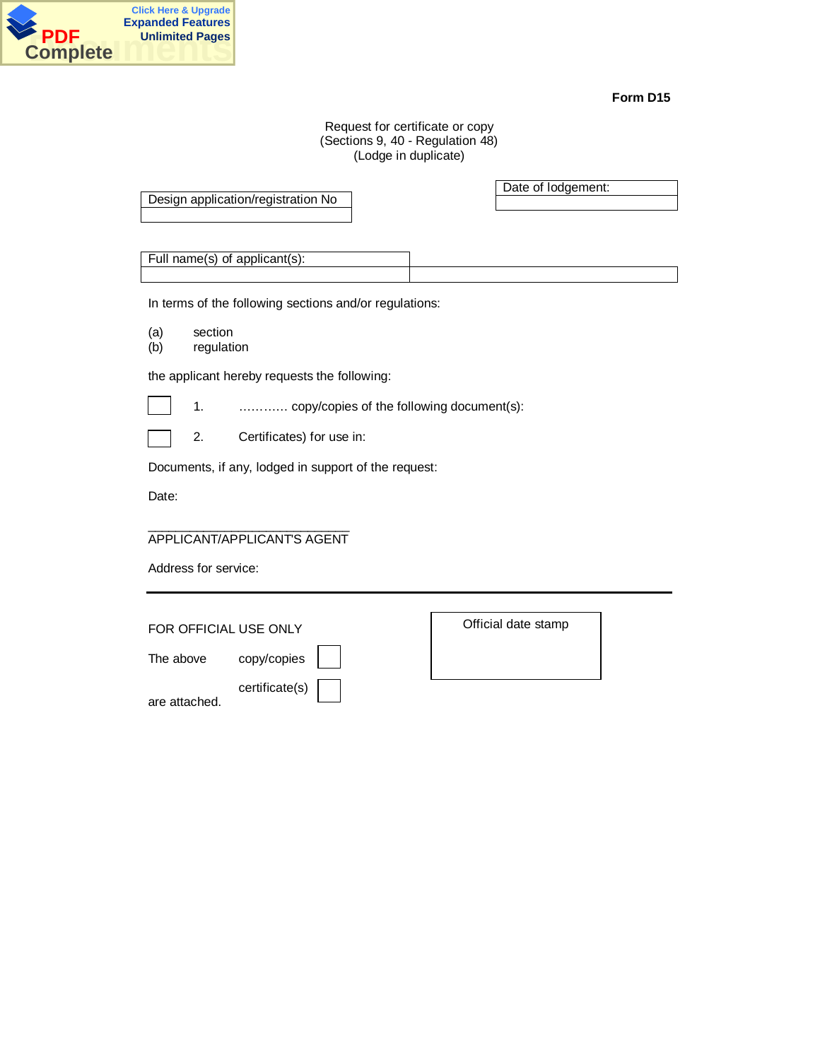**Form D15**

Request for certificate or copy
(Sections 9, 40 - Regulation 48)
(Lodge in duplicate)

| Design application/registration No |
| --- |
| |

| Date of lodgement: |
| --- |
| |

| Full name(s) of applicant(s): | |
| --- | --- |
| | |

In terms of the following sections and/or regulations:

(a) section
(b) regulation

the applicant hereby requests the following:

☐ 1. ………… copy/copies of the following document(s):

☐ 2. Certificates) for use in:

Documents, if any, lodged in support of the request:

Date:

______________________________
APPLICANT/APPLICANT'S AGENT

Address for service:

---

FOR OFFICIAL USE ONLY

The above copy/copies ☐

certificate(s) ☐

are attached.

| Official date stamp |
| --- |
| |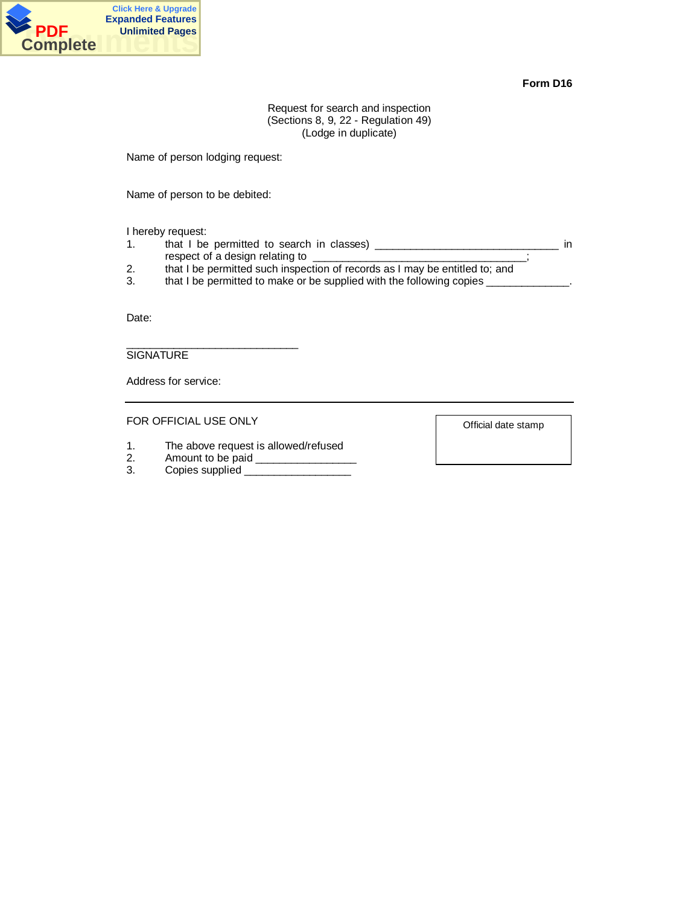**Form D16**

Request for search and inspection
(Sections 8, 9, 22 - Regulation 49)
(Lodge in duplicate)

Name of person lodging request:

Name of person to be debited:

I hereby request:

1. that I be permitted to search in classes) _______________________________ in respect of a design relating to ____________________________________;
2. that I be permitted such inspection of records as I may be entitled to; and
3. that I be permitted to make or be supplied with the following copies ______________.

Date:

_____________________________
SIGNATURE

Address for service:

---

FOR OFFICIAL USE ONLY

1. The above request is allowed/refused
2. Amount to be paid _________________
3. Copies supplied __________________

Official date stamp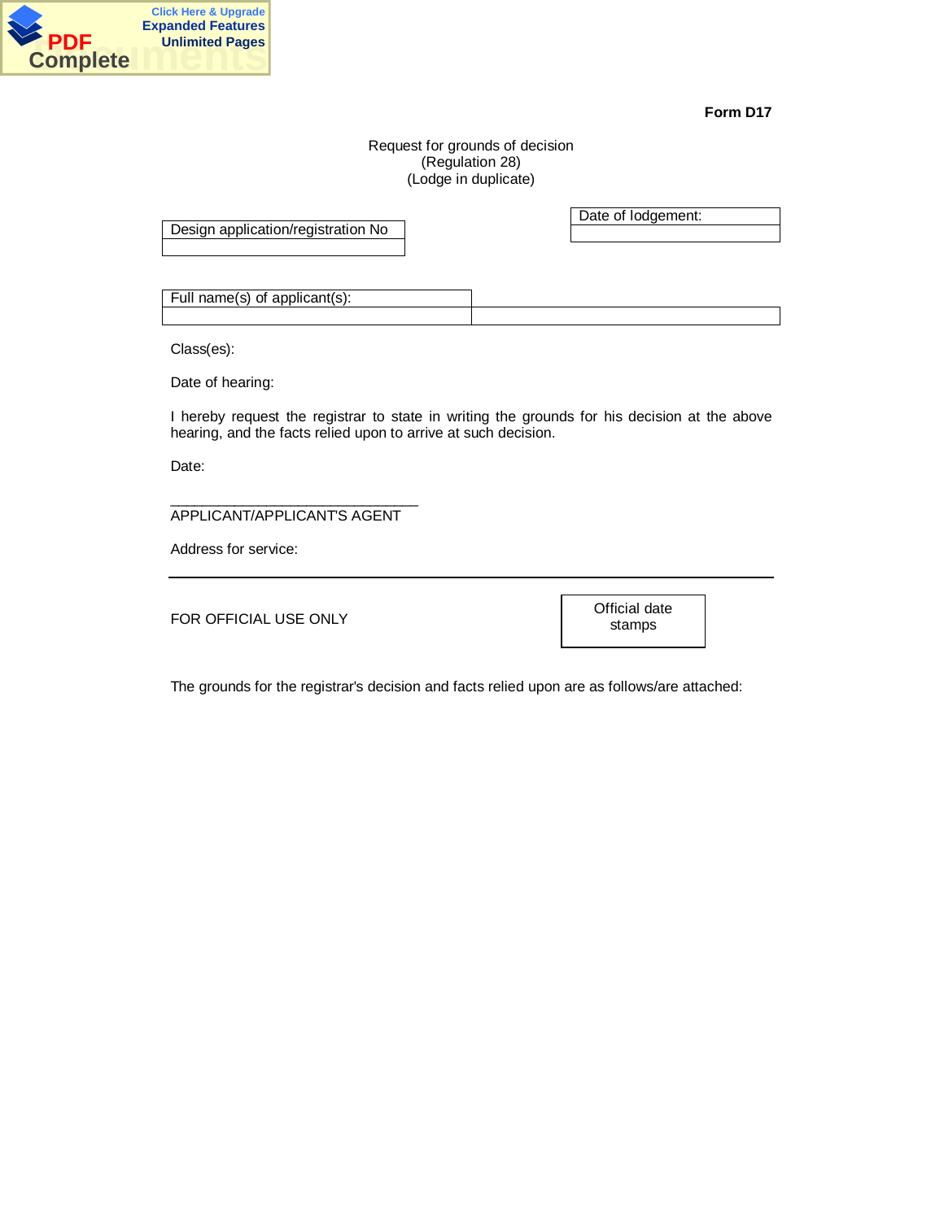**Form D17**

Request for grounds of decision
(Regulation 28)
(Lodge in duplicate)

| Design application/registration No |
| --- |
| |

| Date of lodgement: |
| --- |
| |

| Full name(s) of applicant(s): | |
| --- | --- |
| | |

Class(es):

Date of hearing:

I hereby request the registrar to state in writing the grounds for his decision at the above hearing, and the facts relied upon to arrive at such decision.

Date:

______________________________
APPLICANT/APPLICANT'S AGENT

Address for service:

---

FOR OFFICIAL USE ONLY

| Official date stamps |
| --- |

The grounds for the registrar's decision and facts relied upon are as follows/are attached: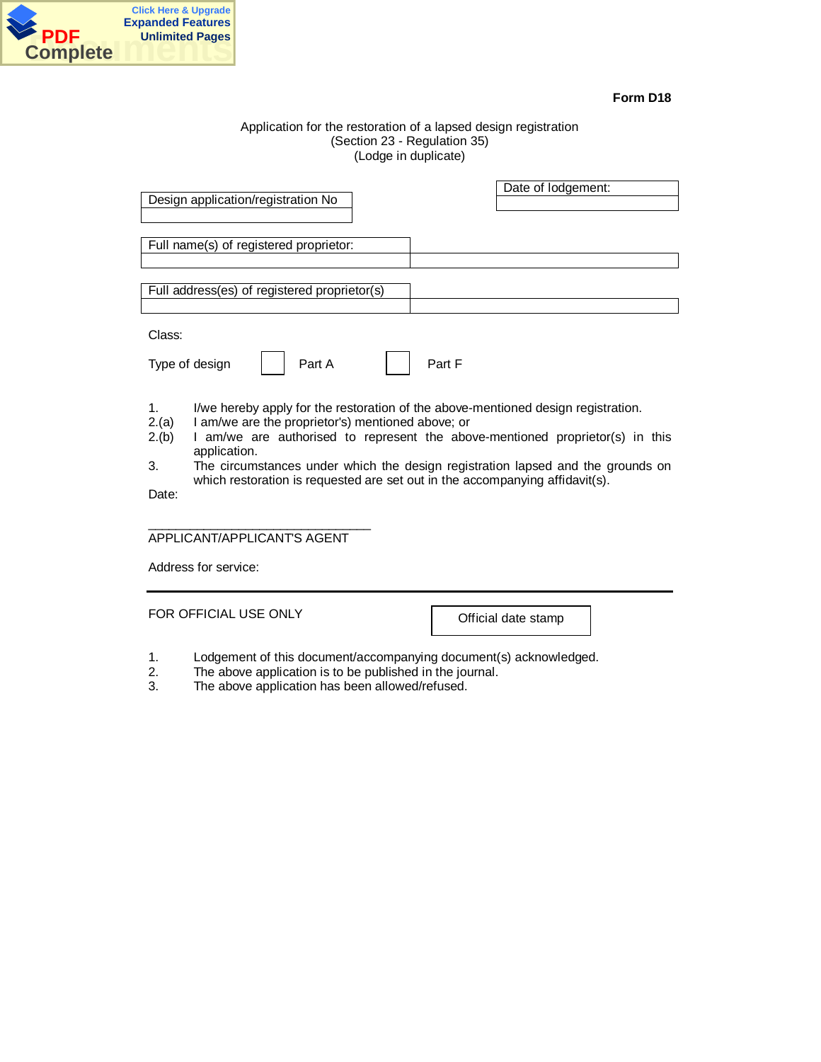**Form D18**

Application for the restoration of a lapsed design registration
(Section 23 - Regulation 35)
(Lodge in duplicate)

| Design application/registration No |
| --- |
| |

| Date of lodgement: |
| --- |
| |

| Full name(s) of registered proprietor: | |
| --- | --- |
| | |

| Full address(es) of registered proprietor(s) | |
| --- | --- |
| | |

Class:

Type of design ☐ Part A ☐ Part F

1. I/we hereby apply for the restoration of the above-mentioned design registration.
2.(a) I am/we are the proprietor's) mentioned above; or
2.(b) I am/we are authorised to represent the above-mentioned proprietor(s) in this application.
3. The circumstances under which the design registration lapsed and the grounds on which restoration is requested are set out in the accompanying affidavit(s).

Date:

______________________________
APPLICANT/APPLICANT'S AGENT

Address for service:

---

FOR OFFICIAL USE ONLY

| Official date stamp |
| --- |

1. Lodgement of this document/accompanying document(s) acknowledged.
2. The above application is to be published in the journal.
3. The above application has been allowed/refused.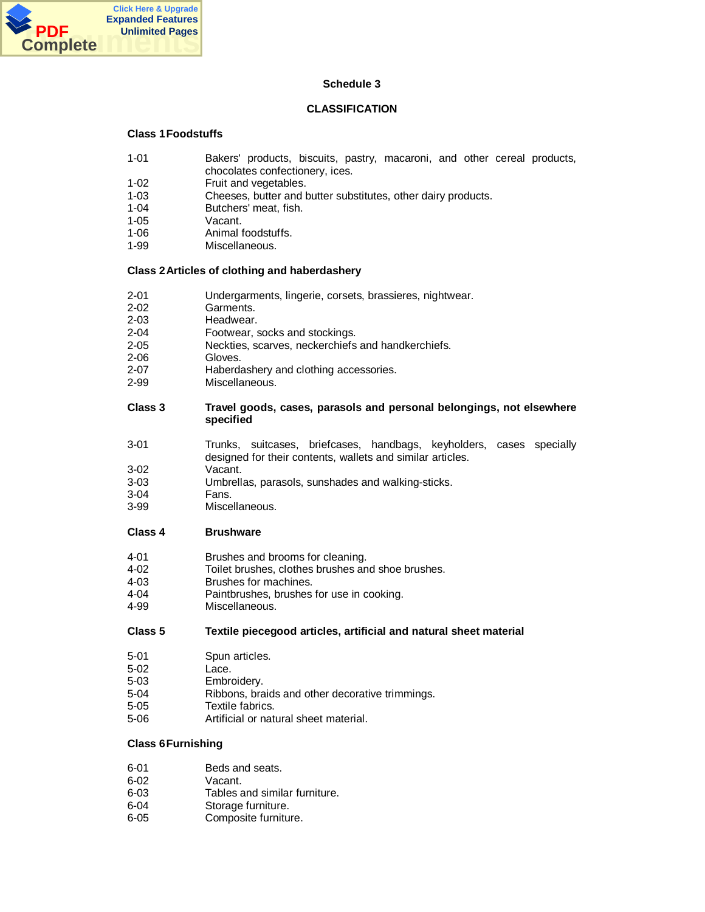## Schedule 3

## CLASSIFICATION

### Class 1 Foodstuffs

| | |
|---|---|
| 1-01 | Bakers' products, biscuits, pastry, macaroni, and other cereal products, chocolates confectionery, ices. |
| 1-02 | Fruit and vegetables. |
| 1-03 | Cheeses, butter and butter substitutes, other dairy products. |
| 1-04 | Butchers' meat, fish. |
| 1-05 | Vacant. |
| 1-06 | Animal foodstuffs. |
| 1-99 | Miscellaneous. |

### Class 2 Articles of clothing and haberdashery

| | |
|---|---|
| 2-01 | Undergarments, lingerie, corsets, brassieres, nightwear. |
| 2-02 | Garments. |
| 2-03 | Headwear. |
| 2-04 | Footwear, socks and stockings. |
| 2-05 | Neckties, scarves, neckerchiefs and handkerchiefs. |
| 2-06 | Gloves. |
| 2-07 | Haberdashery and clothing accessories. |
| 2-99 | Miscellaneous. |

### Class 3 Travel goods, cases, parasols and personal belongings, not elsewhere specified

| | |
|---|---|
| 3-01 | Trunks, suitcases, briefcases, handbags, keyholders, cases specially designed for their contents, wallets and similar articles. |
| 3-02 | Vacant. |
| 3-03 | Umbrellas, parasols, sunshades and walking-sticks. |
| 3-04 | Fans. |
| 3-99 | Miscellaneous. |

### Class 4 Brushware

| | |
|---|---|
| 4-01 | Brushes and brooms for cleaning. |
| 4-02 | Toilet brushes, clothes brushes and shoe brushes. |
| 4-03 | Brushes for machines. |
| 4-04 | Paintbrushes, brushes for use in cooking. |
| 4-99 | Miscellaneous. |

### Class 5 Textile piecegood articles, artificial and natural sheet material

| | |
|---|---|
| 5-01 | Spun articles. |
| 5-02 | Lace. |
| 5-03 | Embroidery. |
| 5-04 | Ribbons, braids and other decorative trimmings. |
| 5-05 | Textile fabrics. |
| 5-06 | Artificial or natural sheet material. |

### Class 6 Furnishing

| | |
|---|---|
| 6-01 | Beds and seats. |
| 6-02 | Vacant. |
| 6-03 | Tables and similar furniture. |
| 6-04 | Storage furniture. |
| 6-05 | Composite furniture. |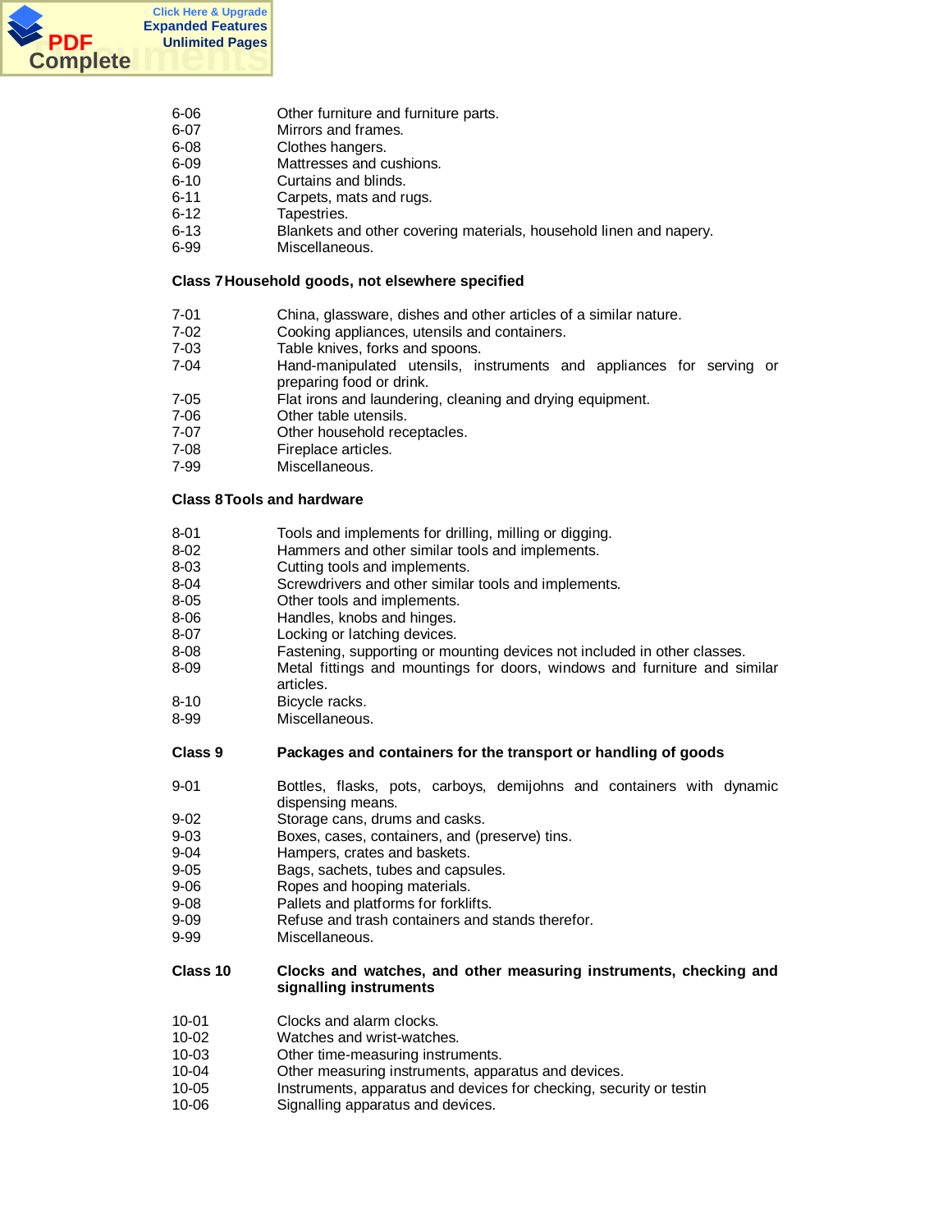| | |
|---|---|
| 6-06 | Other furniture and furniture parts. |
| 6-07 | Mirrors and frames. |
| 6-08 | Clothes hangers. |
| 6-09 | Mattresses and cushions. |
| 6-10 | Curtains and blinds. |
| 6-11 | Carpets, mats and rugs. |
| 6-12 | Tapestries. |
| 6-13 | Blankets and other covering materials, household linen and napery. |
| 6-99 | Miscellaneous. |

**Class 7 Household goods, not elsewhere specified**

| | |
|---|---|
| 7-01 | China, glassware, dishes and other articles of a similar nature. |
| 7-02 | Cooking appliances, utensils and containers. |
| 7-03 | Table knives, forks and spoons. |
| 7-04 | Hand-manipulated utensils, instruments and appliances for serving or preparing food or drink. |
| 7-05 | Flat irons and laundering, cleaning and drying equipment. |
| 7-06 | Other table utensils. |
| 7-07 | Other household receptacles. |
| 7-08 | Fireplace articles. |
| 7-99 | Miscellaneous. |

**Class 8 Tools and hardware**

| | |
|---|---|
| 8-01 | Tools and implements for drilling, milling or digging. |
| 8-02 | Hammers and other similar tools and implements. |
| 8-03 | Cutting tools and implements. |
| 8-04 | Screwdrivers and other similar tools and implements. |
| 8-05 | Other tools and implements. |
| 8-06 | Handles, knobs and hinges. |
| 8-07 | Locking or latching devices. |
| 8-08 | Fastening, supporting or mounting devices not included in other classes. |
| 8-09 | Metal fittings and mountings for doors, windows and furniture and similar articles. |
| 8-10 | Bicycle racks. |
| 8-99 | Miscellaneous. |

**Class 9 Packages and containers for the transport or handling of goods**

| | |
|---|---|
| 9-01 | Bottles, flasks, pots, carboys, demijohns and containers with dynamic dispensing means. |
| 9-02 | Storage cans, drums and casks. |
| 9-03 | Boxes, cases, containers, and (preserve) tins. |
| 9-04 | Hampers, crates and baskets. |
| 9-05 | Bags, sachets, tubes and capsules. |
| 9-06 | Ropes and hooping materials. |
| 9-08 | Pallets and platforms for forklifts. |
| 9-09 | Refuse and trash containers and stands therefor. |
| 9-99 | Miscellaneous. |

**Class 10 Clocks and watches, and other measuring instruments, checking and signalling instruments**

| | |
|---|---|
| 10-01 | Clocks and alarm clocks. |
| 10-02 | Watches and wrist-watches. |
| 10-03 | Other time-measuring instruments. |
| 10-04 | Other measuring instruments, apparatus and devices. |
| 10-05 | Instruments, apparatus and devices for checking, security or testin |
| 10-06 | Signalling apparatus and devices. |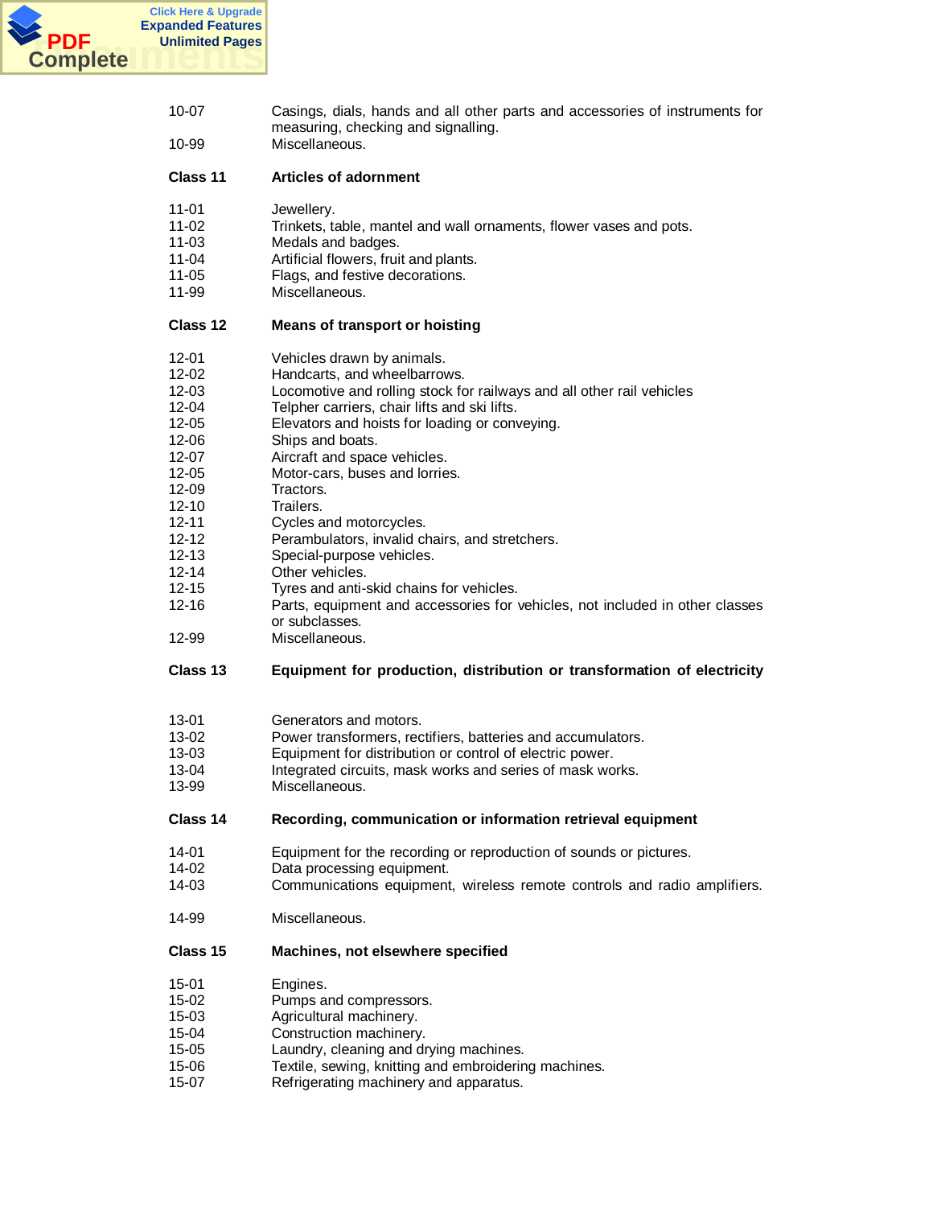| | |
|---|---|
| 10-07 | Casings, dials, hands and all other parts and accessories of instruments for measuring, checking and signalling. |
| 10-99 | Miscellaneous. |

**Class 11 Articles of adornment**

| | |
|---|---|
| 11-01 | Jewellery. |
| 11-02 | Trinkets, table, mantel and wall ornaments, flower vases and pots. |
| 11-03 | Medals and badges. |
| 11-04 | Artificial flowers, fruit and plants. |
| 11-05 | Flags, and festive decorations. |
| 11-99 | Miscellaneous. |

**Class 12 Means of transport or hoisting**

| | |
|---|---|
| 12-01 | Vehicles drawn by animals. |
| 12-02 | Handcarts, and wheelbarrows. |
| 12-03 | Locomotive and rolling stock for railways and all other rail vehicles |
| 12-04 | Telpher carriers, chair lifts and ski lifts. |
| 12-05 | Elevators and hoists for loading or conveying. |
| 12-06 | Ships and boats. |
| 12-07 | Aircraft and space vehicles. |
| 12-05 | Motor-cars, buses and lorries. |
| 12-09 | Tractors. |
| 12-10 | Trailers. |
| 12-11 | Cycles and motorcycles. |
| 12-12 | Perambulators, invalid chairs, and stretchers. |
| 12-13 | Special-purpose vehicles. |
| 12-14 | Other vehicles. |
| 12-15 | Tyres and anti-skid chains for vehicles. |
| 12-16 | Parts, equipment and accessories for vehicles, not included in other classes or subclasses. |
| 12-99 | Miscellaneous. |

**Class 13 Equipment for production, distribution or transformation of electricity**

| | |
|---|---|
| 13-01 | Generators and motors. |
| 13-02 | Power transformers, rectifiers, batteries and accumulators. |
| 13-03 | Equipment for distribution or control of electric power. |
| 13-04 | Integrated circuits, mask works and series of mask works. |
| 13-99 | Miscellaneous. |

**Class 14 Recording, communication or information retrieval equipment**

| | |
|---|---|
| 14-01 | Equipment for the recording or reproduction of sounds or pictures. |
| 14-02 | Data processing equipment. |
| 14-03 | Communications equipment, wireless remote controls and radio amplifiers. |
| 14-99 | Miscellaneous. |

**Class 15 Machines, not elsewhere specified**

| | |
|---|---|
| 15-01 | Engines. |
| 15-02 | Pumps and compressors. |
| 15-03 | Agricultural machinery. |
| 15-04 | Construction machinery. |
| 15-05 | Laundry, cleaning and drying machines. |
| 15-06 | Textile, sewing, knitting and embroidering machines. |
| 15-07 | Refrigerating machinery and apparatus. |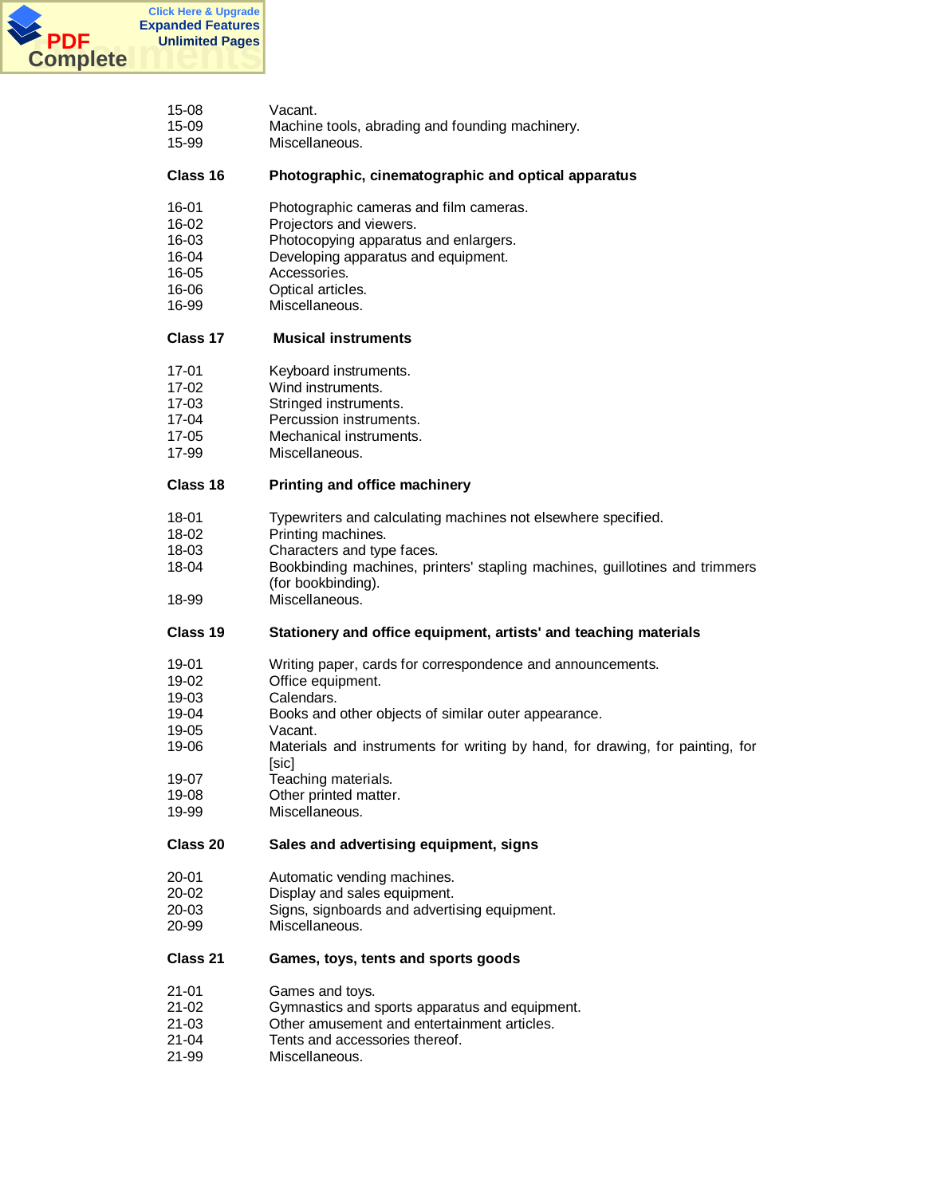15-08 Vacant.
15-09 Machine tools, abrading and founding machinery.
15-99 Miscellaneous.

**Class 16 Photographic, cinematographic and optical apparatus**

16-01 Photographic cameras and film cameras.
16-02 Projectors and viewers.
16-03 Photocopying apparatus and enlargers.
16-04 Developing apparatus and equipment.
16-05 Accessories.
16-06 Optical articles.
16-99 Miscellaneous.

**Class 17 Musical instruments**

17-01 Keyboard instruments.
17-02 Wind instruments.
17-03 Stringed instruments.
17-04 Percussion instruments.
17-05 Mechanical instruments.
17-99 Miscellaneous.

**Class 18 Printing and office machinery**

18-01 Typewriters and calculating machines not elsewhere specified.
18-02 Printing machines.
18-03 Characters and type faces.
18-04 Bookbinding machines, printers' stapling machines, guillotines and trimmers (for bookbinding).
18-99 Miscellaneous.

**Class 19 Stationery and office equipment, artists' and teaching materials**

19-01 Writing paper, cards for correspondence and announcements.
19-02 Office equipment.
19-03 Calendars.
19-04 Books and other objects of similar outer appearance.
19-05 Vacant.
19-06 Materials and instruments for writing by hand, for drawing, for painting, for [sic]
19-07 Teaching materials.
19-08 Other printed matter.
19-99 Miscellaneous.

**Class 20 Sales and advertising equipment, signs**

20-01 Automatic vending machines.
20-02 Display and sales equipment.
20-03 Signs, signboards and advertising equipment.
20-99 Miscellaneous.

**Class 21 Games, toys, tents and sports goods**

21-01 Games and toys.
21-02 Gymnastics and sports apparatus and equipment.
21-03 Other amusement and entertainment articles.
21-04 Tents and accessories thereof.
21-99 Miscellaneous.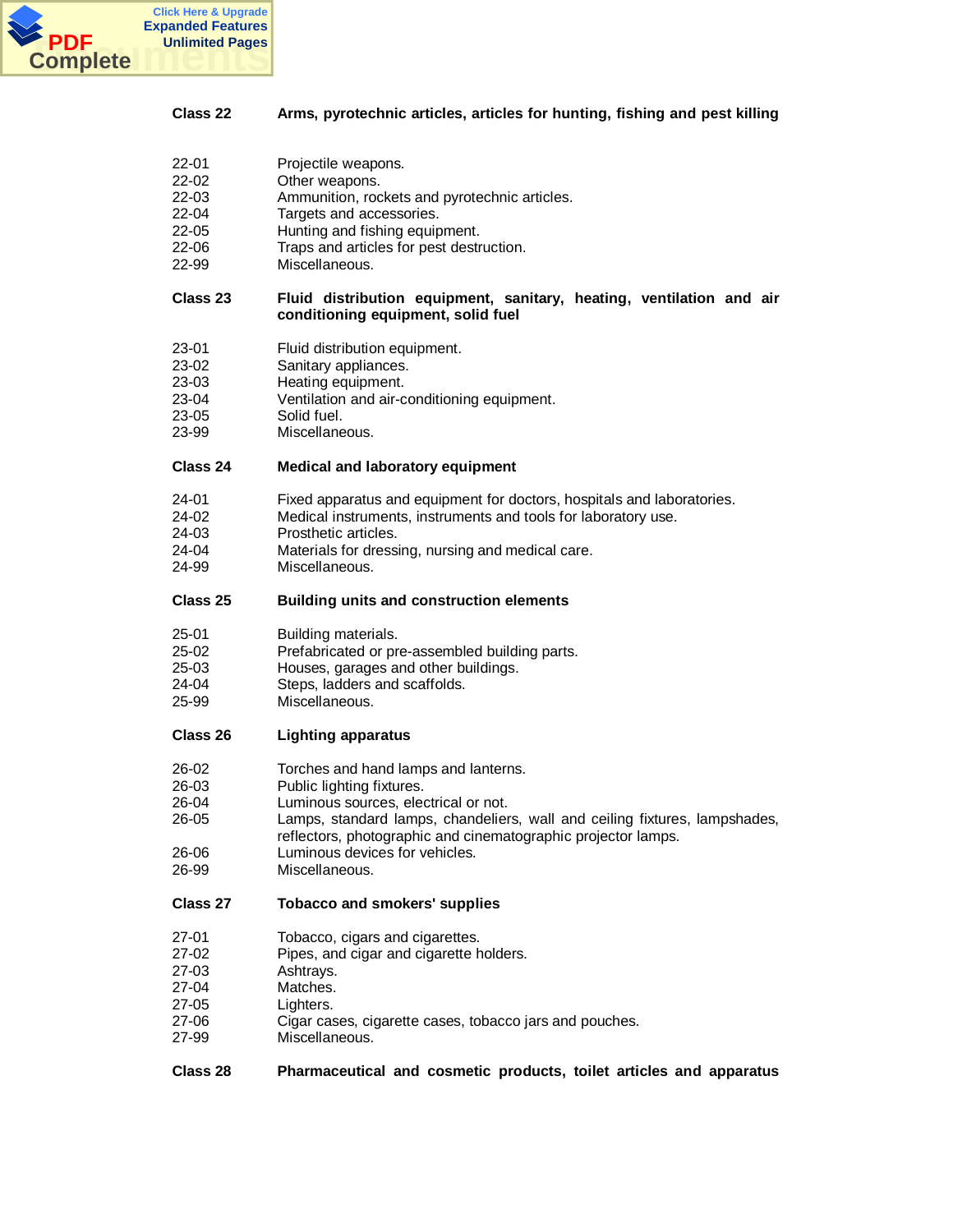## Class 22 — Arms, pyrotechnic articles, articles for hunting, fishing and pest killing

| | |
|---|---|
| 22-01 | Projectile weapons. |
| 22-02 | Other weapons. |
| 22-03 | Ammunition, rockets and pyrotechnic articles. |
| 22-04 | Targets and accessories. |
| 22-05 | Hunting and fishing equipment. |
| 22-06 | Traps and articles for pest destruction. |
| 22-99 | Miscellaneous. |

## Class 23 — Fluid distribution equipment, sanitary, heating, ventilation and air conditioning equipment, solid fuel

| | |
|---|---|
| 23-01 | Fluid distribution equipment. |
| 23-02 | Sanitary appliances. |
| 23-03 | Heating equipment. |
| 23-04 | Ventilation and air-conditioning equipment. |
| 23-05 | Solid fuel. |
| 23-99 | Miscellaneous. |

## Class 24 — Medical and laboratory equipment

| | |
|---|---|
| 24-01 | Fixed apparatus and equipment for doctors, hospitals and laboratories. |
| 24-02 | Medical instruments, instruments and tools for laboratory use. |
| 24-03 | Prosthetic articles. |
| 24-04 | Materials for dressing, nursing and medical care. |
| 24-99 | Miscellaneous. |

## Class 25 — Building units and construction elements

| | |
|---|---|
| 25-01 | Building materials. |
| 25-02 | Prefabricated or pre-assembled building parts. |
| 25-03 | Houses, garages and other buildings. |
| 24-04 | Steps, ladders and scaffolds. |
| 25-99 | Miscellaneous. |

## Class 26 — Lighting apparatus

| | |
|---|---|
| 26-02 | Torches and hand lamps and lanterns. |
| 26-03 | Public lighting fixtures. |
| 26-04 | Luminous sources, electrical or not. |
| 26-05 | Lamps, standard lamps, chandeliers, wall and ceiling fixtures, lampshades, reflectors, photographic and cinematographic projector lamps. |
| 26-06 | Luminous devices for vehicles. |
| 26-99 | Miscellaneous. |

## Class 27 — Tobacco and smokers' supplies

| | |
|---|---|
| 27-01 | Tobacco, cigars and cigarettes. |
| 27-02 | Pipes, and cigar and cigarette holders. |
| 27-03 | Ashtrays. |
| 27-04 | Matches. |
| 27-05 | Lighters. |
| 27-06 | Cigar cases, cigarette cases, tobacco jars and pouches. |
| 27-99 | Miscellaneous. |

## Class 28 — Pharmaceutical and cosmetic products, toilet articles and apparatus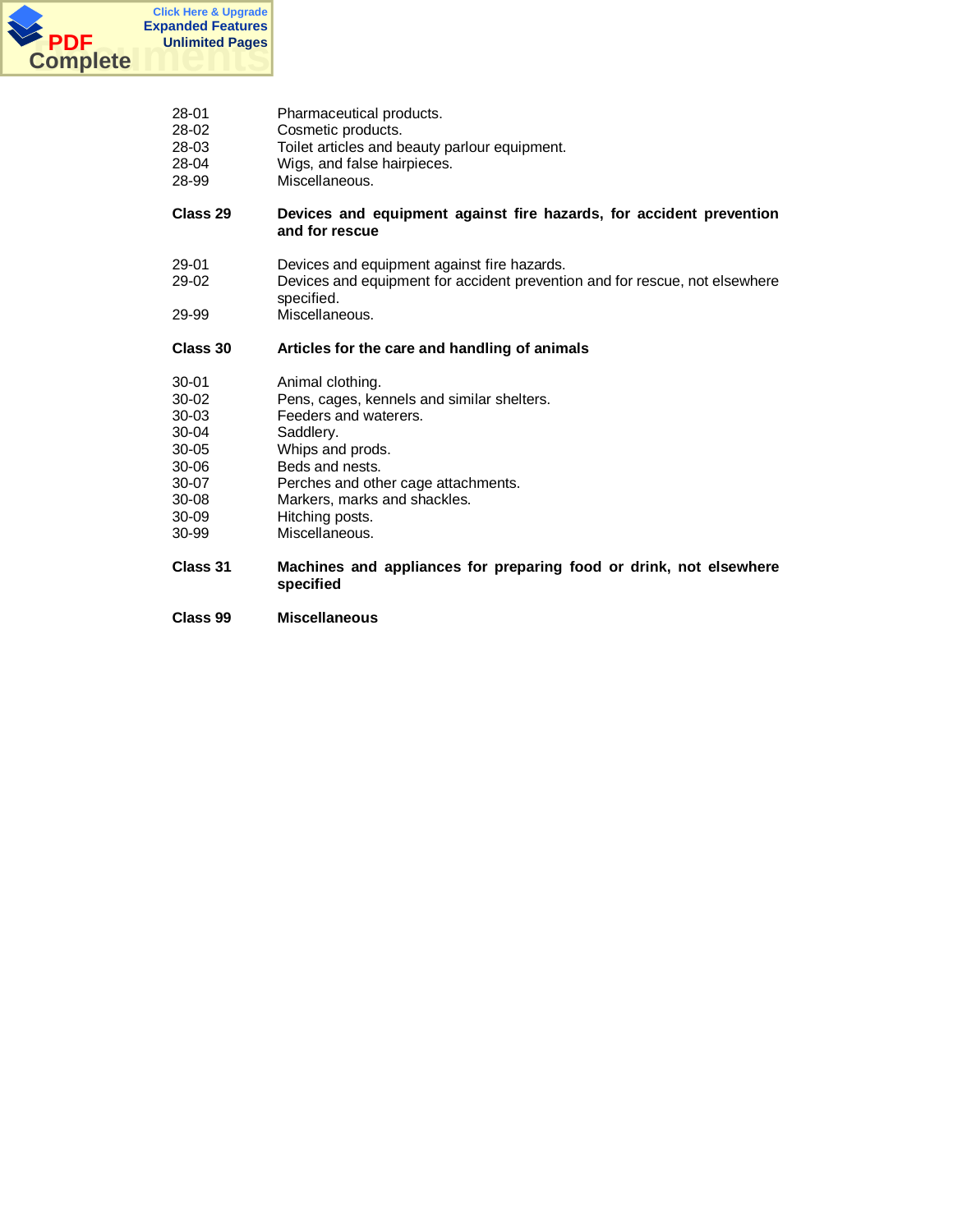28-01 Pharmaceutical products.
28-02 Cosmetic products.
28-03 Toilet articles and beauty parlour equipment.
28-04 Wigs, and false hairpieces.
28-99 Miscellaneous.

**Class 29 Devices and equipment against fire hazards, for accident prevention and for rescue**

29-01 Devices and equipment against fire hazards.
29-02 Devices and equipment for accident prevention and for rescue, not elsewhere specified.
29-99 Miscellaneous.

**Class 30 Articles for the care and handling of animals**

30-01 Animal clothing.
30-02 Pens, cages, kennels and similar shelters.
30-03 Feeders and waterers.
30-04 Saddlery.
30-05 Whips and prods.
30-06 Beds and nests.
30-07 Perches and other cage attachments.
30-08 Markers, marks and shackles.
30-09 Hitching posts.
30-99 Miscellaneous.

**Class 31 Machines and appliances for preparing food or drink, not elsewhere specified**

**Class 99 Miscellaneous**